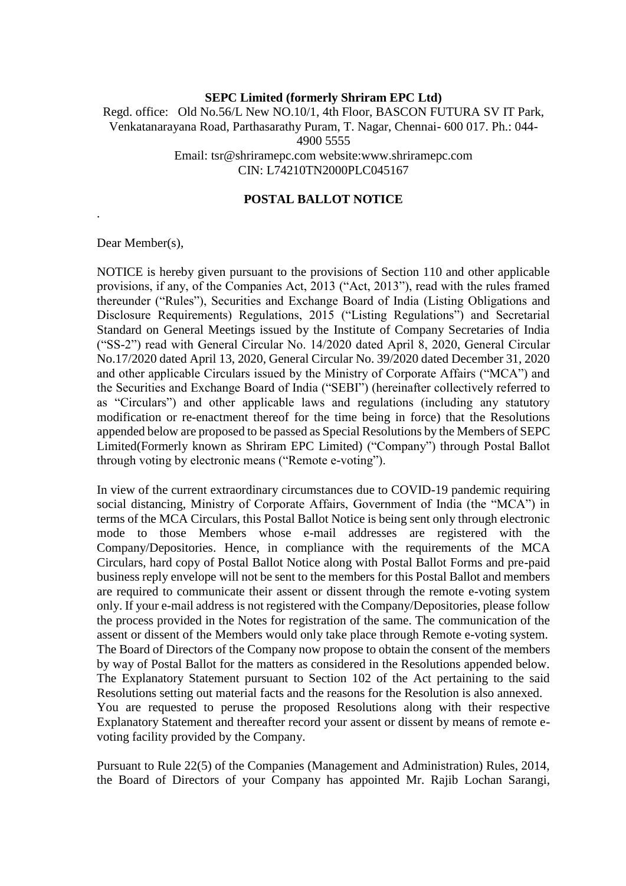**SEPC Limited (formerly Shriram EPC Ltd)**

Regd. office: Old No.56/L New NO.10/1, 4th Floor, BASCON FUTURA SV IT Park, Venkatanarayana Road, Parthasarathy Puram, T. Nagar, Chennai- 600 017. Ph.: 044-4900 5555

Email: tsr@shriramepc.com website:www.shriramepc.com

CIN: L74210TN2000PLC045167

## POSTAL BALLOT NOTICE

.

Dear Member(s),

NOTICE is hereby given pursuant to the provisions of Section 110 and other applicable provisions, if any, of the Companies Act, 2013 ("Act, 2013"), read with the rules framed thereunder ("Rules"), Securities and Exchange Board of India (Listing Obligations and Disclosure Requirements) Regulations, 2015 ("Listing Regulations") and Secretarial Standard on General Meetings issued by the Institute of Company Secretaries of India ("SS-2") read with General Circular No. 14/2020 dated April 8, 2020, General Circular No.17/2020 dated April 13, 2020, General Circular No. 39/2020 dated December 31, 2020 and other applicable Circulars issued by the Ministry of Corporate Affairs ("MCA") and the Securities and Exchange Board of India ("SEBI") (hereinafter collectively referred to as "Circulars") and other applicable laws and regulations (including any statutory modification or re-enactment thereof for the time being in force) that the Resolutions appended below are proposed to be passed as Special Resolutions by the Members of SEPC Limited(Formerly known as Shriram EPC Limited) ("Company") through Postal Ballot through voting by electronic means ("Remote e-voting").

In view of the current extraordinary circumstances due to COVID-19 pandemic requiring social distancing, Ministry of Corporate Affairs, Government of India (the "MCA") in terms of the MCA Circulars, this Postal Ballot Notice is being sent only through electronic mode to those Members whose e-mail addresses are registered with the Company/Depositories. Hence, in compliance with the requirements of the MCA Circulars, hard copy of Postal Ballot Notice along with Postal Ballot Forms and pre-paid business reply envelope will not be sent to the members for this Postal Ballot and members are required to communicate their assent or dissent through the remote e-voting system only. If your e-mail address is not registered with the Company/Depositories, please follow the process provided in the Notes for registration of the same. The communication of the assent or dissent of the Members would only take place through Remote e-voting system. The Board of Directors of the Company now propose to obtain the consent of the members by way of Postal Ballot for the matters as considered in the Resolutions appended below. The Explanatory Statement pursuant to Section 102 of the Act pertaining to the said Resolutions setting out material facts and the reasons for the Resolution is also annexed. You are requested to peruse the proposed Resolutions along with their respective Explanatory Statement and thereafter record your assent or dissent by means of remote e-voting facility provided by the Company.

Pursuant to Rule 22(5) of the Companies (Management and Administration) Rules, 2014, the Board of Directors of your Company has appointed Mr. Rajib Lochan Sarangi,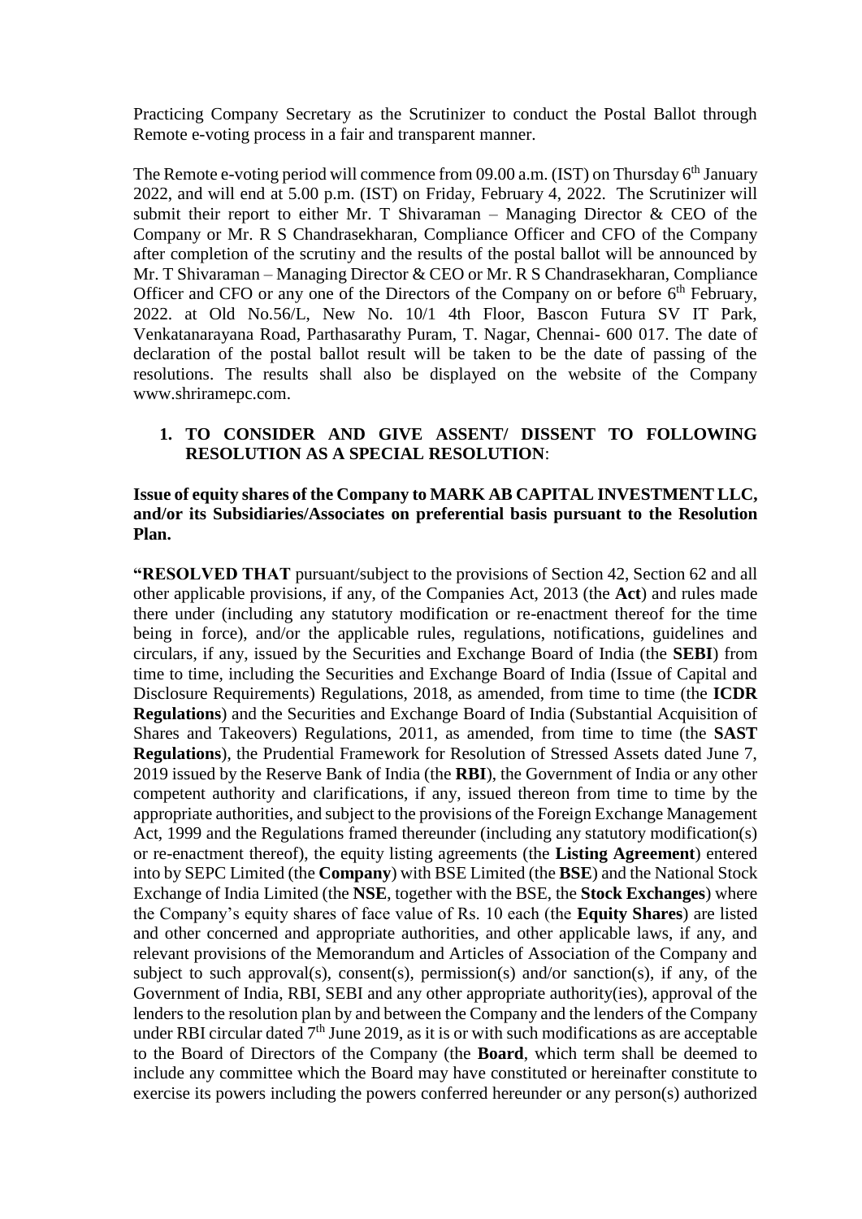Practicing Company Secretary as the Scrutinizer to conduct the Postal Ballot through Remote e-voting process in a fair and transparent manner.

The Remote e-voting period will commence from 09.00 a.m. (IST) on Thursday 6th January 2022, and will end at 5.00 p.m. (IST) on Friday, February 4, 2022. The Scrutinizer will submit their report to either Mr. T Shivaraman – Managing Director & CEO of the Company or Mr. R S Chandrasekharan, Compliance Officer and CFO of the Company after completion of the scrutiny and the results of the postal ballot will be announced by Mr. T Shivaraman – Managing Director & CEO or Mr. R S Chandrasekharan, Compliance Officer and CFO or any one of the Directors of the Company on or before 6th February, 2022. at Old No.56/L, New No. 10/1 4th Floor, Bascon Futura SV IT Park, Venkatanarayana Road, Parthasarathy Puram, T. Nagar, Chennai- 600 017. The date of declaration of the postal ballot result will be taken to be the date of passing of the resolutions. The results shall also be displayed on the website of the Company www.shriramepc.com.

1. **TO CONSIDER AND GIVE ASSENT/ DISSENT TO FOLLOWING RESOLUTION AS A SPECIAL RESOLUTION**:

**Issue of equity shares of the Company to MARK AB CAPITAL INVESTMENT LLC, and/or its Subsidiaries/Associates on preferential basis pursuant to the Resolution Plan.**

**"RESOLVED THAT** pursuant/subject to the provisions of Section 42, Section 62 and all other applicable provisions, if any, of the Companies Act, 2013 (the **Act**) and rules made there under (including any statutory modification or re-enactment thereof for the time being in force), and/or the applicable rules, regulations, notifications, guidelines and circulars, if any, issued by the Securities and Exchange Board of India (the **SEBI**) from time to time, including the Securities and Exchange Board of India (Issue of Capital and Disclosure Requirements) Regulations, 2018, as amended, from time to time (the **ICDR Regulations**) and the Securities and Exchange Board of India (Substantial Acquisition of Shares and Takeovers) Regulations, 2011, as amended, from time to time (the **SAST Regulations**), the Prudential Framework for Resolution of Stressed Assets dated June 7, 2019 issued by the Reserve Bank of India (the **RBI**), the Government of India or any other competent authority and clarifications, if any, issued thereon from time to time by the appropriate authorities, and subject to the provisions of the Foreign Exchange Management Act, 1999 and the Regulations framed thereunder (including any statutory modification(s) or re-enactment thereof), the equity listing agreements (the **Listing Agreement**) entered into by SEPC Limited (the **Company**) with BSE Limited (the **BSE**) and the National Stock Exchange of India Limited (the **NSE**, together with the BSE, the **Stock Exchanges**) where the Company's equity shares of face value of Rs. 10 each (the **Equity Shares**) are listed and other concerned and appropriate authorities, and other applicable laws, if any, and relevant provisions of the Memorandum and Articles of Association of the Company and subject to such approval(s), consent(s), permission(s) and/or sanction(s), if any, of the Government of India, RBI, SEBI and any other appropriate authority(ies), approval of the lenders to the resolution plan by and between the Company and the lenders of the Company under RBI circular dated 7th June 2019, as it is or with such modifications as are acceptable to the Board of Directors of the Company (the **Board**, which term shall be deemed to include any committee which the Board may have constituted or hereinafter constitute to exercise its powers including the powers conferred hereunder or any person(s) authorized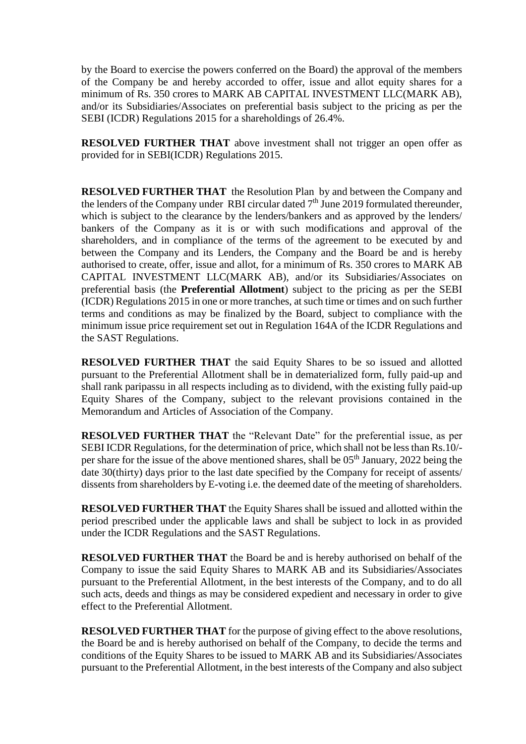by the Board to exercise the powers conferred on the Board) the approval of the members of the Company be and hereby accorded to offer, issue and allot equity shares for a minimum of Rs. 350 crores to MARK AB CAPITAL INVESTMENT LLC(MARK AB), and/or its Subsidiaries/Associates on preferential basis subject to the pricing as per the SEBI (ICDR) Regulations 2015 for a shareholdings of 26.4%.

**RESOLVED FURTHER THAT** above investment shall not trigger an open offer as provided for in SEBI(ICDR) Regulations 2015.

**RESOLVED FURTHER THAT** the Resolution Plan by and between the Company and the lenders of the Company under RBI circular dated 7th June 2019 formulated thereunder, which is subject to the clearance by the lenders/bankers and as approved by the lenders/ bankers of the Company as it is or with such modifications and approval of the shareholders, and in compliance of the terms of the agreement to be executed by and between the Company and its Lenders, the Company and the Board be and is hereby authorised to create, offer, issue and allot, for a minimum of Rs. 350 crores to MARK AB CAPITAL INVESTMENT LLC(MARK AB), and/or its Subsidiaries/Associates on preferential basis (the **Preferential Allotment**) subject to the pricing as per the SEBI (ICDR) Regulations 2015 in one or more tranches, at such time or times and on such further terms and conditions as may be finalized by the Board, subject to compliance with the minimum issue price requirement set out in Regulation 164A of the ICDR Regulations and the SAST Regulations.

**RESOLVED FURTHER THAT** the said Equity Shares to be so issued and allotted pursuant to the Preferential Allotment shall be in dematerialized form, fully paid-up and shall rank paripassu in all respects including as to dividend, with the existing fully paid-up Equity Shares of the Company, subject to the relevant provisions contained in the Memorandum and Articles of Association of the Company.

**RESOLVED FURTHER THAT** the "Relevant Date" for the preferential issue, as per SEBI ICDR Regulations, for the determination of price, which shall not be less than Rs.10/- per share for the issue of the above mentioned shares, shall be 05th January, 2022 being the date 30(thirty) days prior to the last date specified by the Company for receipt of assents/ dissents from shareholders by E-voting i.e. the deemed date of the meeting of shareholders.

**RESOLVED FURTHER THAT** the Equity Shares shall be issued and allotted within the period prescribed under the applicable laws and shall be subject to lock in as provided under the ICDR Regulations and the SAST Regulations.

**RESOLVED FURTHER THAT** the Board be and is hereby authorised on behalf of the Company to issue the said Equity Shares to MARK AB and its Subsidiaries/Associates pursuant to the Preferential Allotment, in the best interests of the Company, and to do all such acts, deeds and things as may be considered expedient and necessary in order to give effect to the Preferential Allotment.

**RESOLVED FURTHER THAT** for the purpose of giving effect to the above resolutions, the Board be and is hereby authorised on behalf of the Company, to decide the terms and conditions of the Equity Shares to be issued to MARK AB and its Subsidiaries/Associates pursuant to the Preferential Allotment, in the best interests of the Company and also subject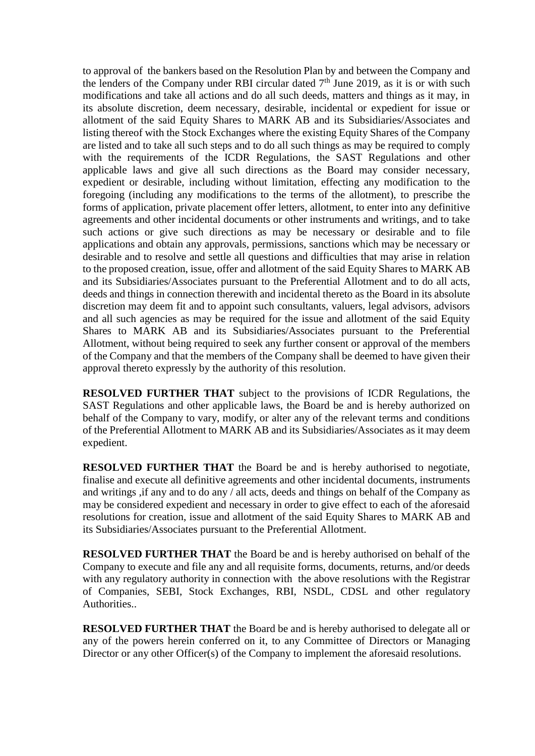to approval of the bankers based on the Resolution Plan by and between the Company and the lenders of the Company under RBI circular dated 7th June 2019, as it is or with such modifications and take all actions and do all such deeds, matters and things as it may, in its absolute discretion, deem necessary, desirable, incidental or expedient for issue or allotment of the said Equity Shares to MARK AB and its Subsidiaries/Associates and listing thereof with the Stock Exchanges where the existing Equity Shares of the Company are listed and to take all such steps and to do all such things as may be required to comply with the requirements of the ICDR Regulations, the SAST Regulations and other applicable laws and give all such directions as the Board may consider necessary, expedient or desirable, including without limitation, effecting any modification to the foregoing (including any modifications to the terms of the allotment), to prescribe the forms of application, private placement offer letters, allotment, to enter into any definitive agreements and other incidental documents or other instruments and writings, and to take such actions or give such directions as may be necessary or desirable and to file applications and obtain any approvals, permissions, sanctions which may be necessary or desirable and to resolve and settle all questions and difficulties that may arise in relation to the proposed creation, issue, offer and allotment of the said Equity Shares to MARK AB and its Subsidiaries/Associates pursuant to the Preferential Allotment and to do all acts, deeds and things in connection therewith and incidental thereto as the Board in its absolute discretion may deem fit and to appoint such consultants, valuers, legal advisors, advisors and all such agencies as may be required for the issue and allotment of the said Equity Shares to MARK AB and its Subsidiaries/Associates pursuant to the Preferential Allotment, without being required to seek any further consent or approval of the members of the Company and that the members of the Company shall be deemed to have given their approval thereto expressly by the authority of this resolution.

**RESOLVED FURTHER THAT** subject to the provisions of ICDR Regulations, the SAST Regulations and other applicable laws, the Board be and is hereby authorized on behalf of the Company to vary, modify, or alter any of the relevant terms and conditions of the Preferential Allotment to MARK AB and its Subsidiaries/Associates as it may deem expedient.

**RESOLVED FURTHER THAT** the Board be and is hereby authorised to negotiate, finalise and execute all definitive agreements and other incidental documents, instruments and writings ,if any and to do any / all acts, deeds and things on behalf of the Company as may be considered expedient and necessary in order to give effect to each of the aforesaid resolutions for creation, issue and allotment of the said Equity Shares to MARK AB and its Subsidiaries/Associates pursuant to the Preferential Allotment.

**RESOLVED FURTHER THAT** the Board be and is hereby authorised on behalf of the Company to execute and file any and all requisite forms, documents, returns, and/or deeds with any regulatory authority in connection with the above resolutions with the Registrar of Companies, SEBI, Stock Exchanges, RBI, NSDL, CDSL and other regulatory Authorities..

**RESOLVED FURTHER THAT** the Board be and is hereby authorised to delegate all or any of the powers herein conferred on it, to any Committee of Directors or Managing Director or any other Officer(s) of the Company to implement the aforesaid resolutions.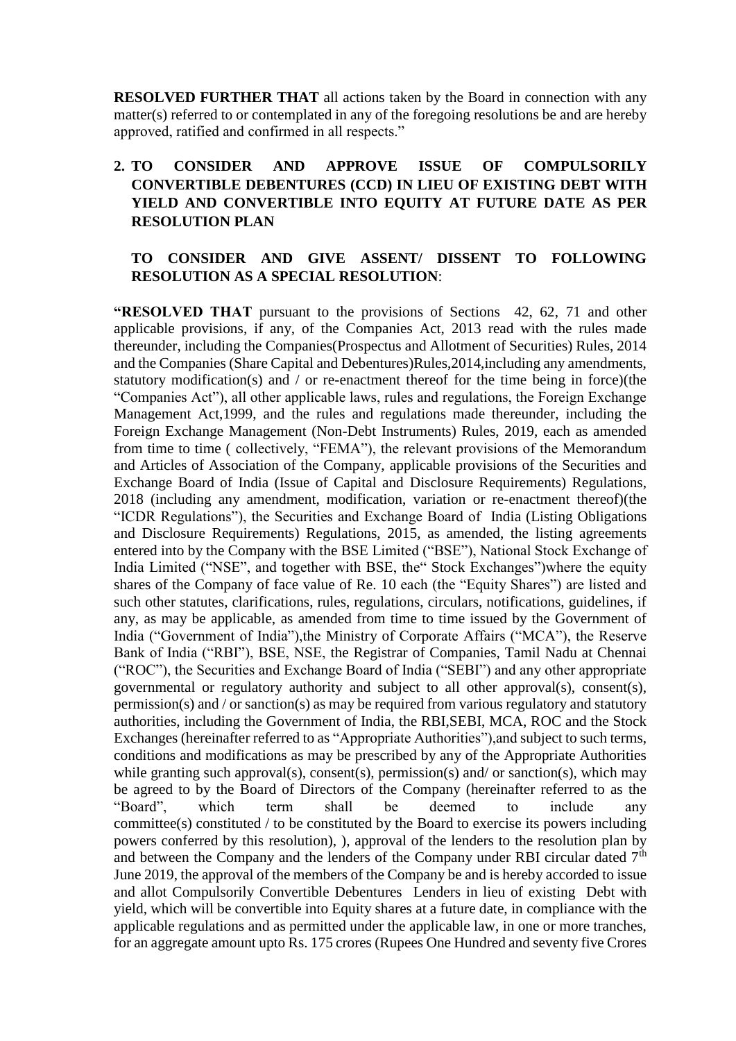**RESOLVED FURTHER THAT** all actions taken by the Board in connection with any matter(s) referred to or contemplated in any of the foregoing resolutions be and are hereby approved, ratified and confirmed in all respects."

**2. TO CONSIDER AND APPROVE ISSUE OF COMPULSORILY CONVERTIBLE DEBENTURES (CCD) IN LIEU OF EXISTING DEBT WITH YIELD AND CONVERTIBLE INTO EQUITY AT FUTURE DATE AS PER RESOLUTION PLAN**

**TO CONSIDER AND GIVE ASSENT/ DISSENT TO FOLLOWING RESOLUTION AS A SPECIAL RESOLUTION**:

**"RESOLVED THAT** pursuant to the provisions of Sections 42, 62, 71 and other applicable provisions, if any, of the Companies Act, 2013 read with the rules made thereunder, including the Companies(Prospectus and Allotment of Securities) Rules, 2014 and the Companies (Share Capital and Debentures)Rules,2014,including any amendments, statutory modification(s) and / or re-enactment thereof for the time being in force)(the "Companies Act"), all other applicable laws, rules and regulations, the Foreign Exchange Management Act,1999, and the rules and regulations made thereunder, including the Foreign Exchange Management (Non-Debt Instruments) Rules, 2019, each as amended from time to time ( collectively, "FEMA"), the relevant provisions of the Memorandum and Articles of Association of the Company, applicable provisions of the Securities and Exchange Board of India (Issue of Capital and Disclosure Requirements) Regulations, 2018 (including any amendment, modification, variation or re-enactment thereof)(the "ICDR Regulations"), the Securities and Exchange Board of India (Listing Obligations and Disclosure Requirements) Regulations, 2015, as amended, the listing agreements entered into by the Company with the BSE Limited ("BSE"), National Stock Exchange of India Limited ("NSE", and together with BSE, the" Stock Exchanges")where the equity shares of the Company of face value of Re. 10 each (the "Equity Shares") are listed and such other statutes, clarifications, rules, regulations, circulars, notifications, guidelines, if any, as may be applicable, as amended from time to time issued by the Government of India ("Government of India"),the Ministry of Corporate Affairs ("MCA"), the Reserve Bank of India ("RBI"), BSE, NSE, the Registrar of Companies, Tamil Nadu at Chennai ("ROC"), the Securities and Exchange Board of India ("SEBI") and any other appropriate governmental or regulatory authority and subject to all other approval(s), consent(s), permission(s) and / or sanction(s) as may be required from various regulatory and statutory authorities, including the Government of India, the RBI,SEBI, MCA, ROC and the Stock Exchanges (hereinafter referred to as "Appropriate Authorities"),and subject to such terms, conditions and modifications as may be prescribed by any of the Appropriate Authorities while granting such approval(s), consent(s), permission(s) and/ or sanction(s), which may be agreed to by the Board of Directors of the Company (hereinafter referred to as the "Board", which term shall be deemed to include any committee(s) constituted / to be constituted by the Board to exercise its powers including powers conferred by this resolution), ), approval of the lenders to the resolution plan by and between the Company and the lenders of the Company under RBI circular dated 7th June 2019, the approval of the members of the Company be and is hereby accorded to issue and allot Compulsorily Convertible Debentures Lenders in lieu of existing Debt with yield, which will be convertible into Equity shares at a future date, in compliance with the applicable regulations and as permitted under the applicable law, in one or more tranches, for an aggregate amount upto Rs. 175 crores (Rupees One Hundred and seventy five Crores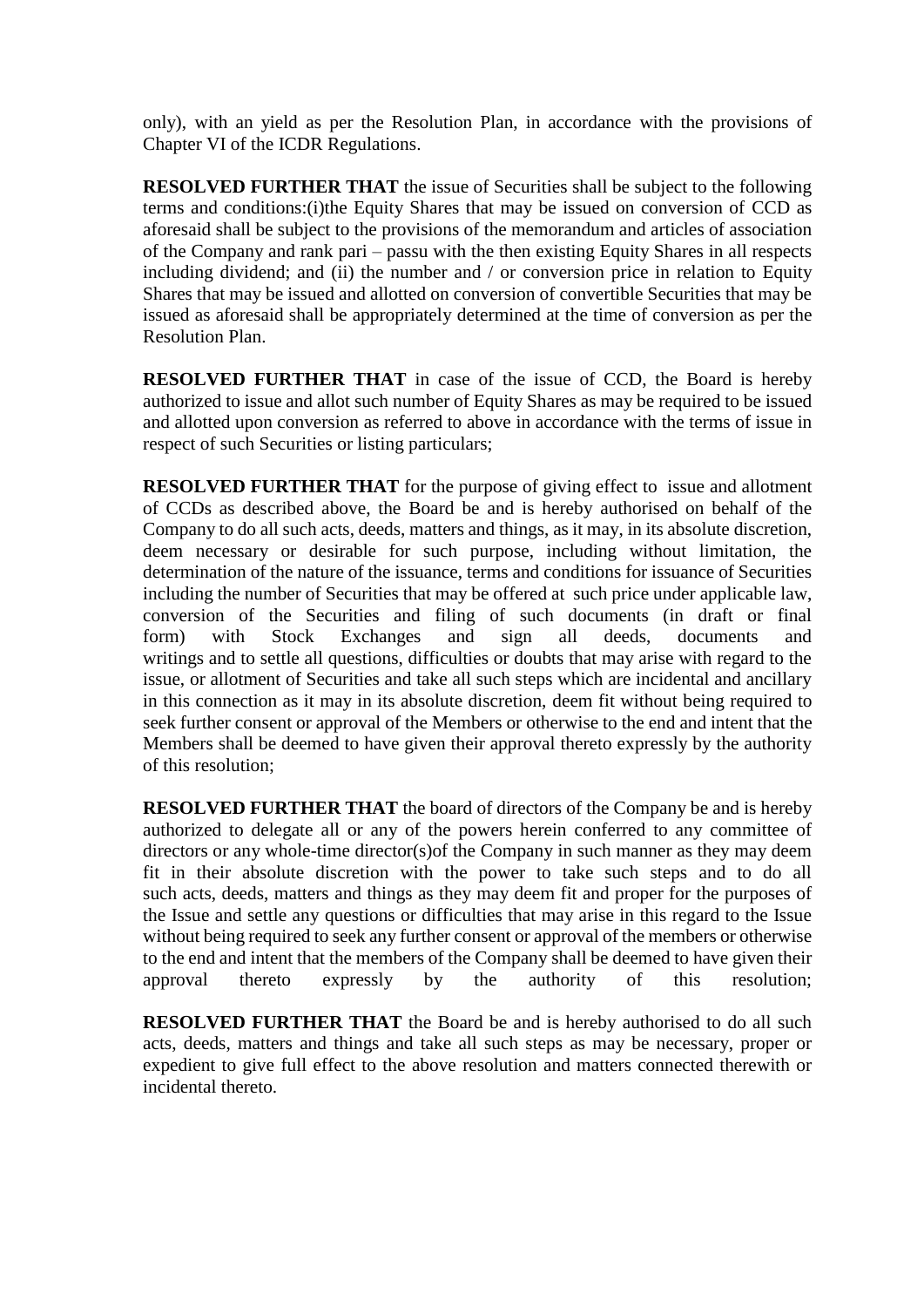only), with an yield as per the Resolution Plan, in accordance with the provisions of Chapter VI of the ICDR Regulations.

**RESOLVED FURTHER THAT** the issue of Securities shall be subject to the following terms and conditions:(i)the Equity Shares that may be issued on conversion of CCD as aforesaid shall be subject to the provisions of the memorandum and articles of association of the Company and rank pari – passu with the then existing Equity Shares in all respects including dividend; and (ii) the number and / or conversion price in relation to Equity Shares that may be issued and allotted on conversion of convertible Securities that may be issued as aforesaid shall be appropriately determined at the time of conversion as per the Resolution Plan.

**RESOLVED FURTHER THAT** in case of the issue of CCD, the Board is hereby authorized to issue and allot such number of Equity Shares as may be required to be issued and allotted upon conversion as referred to above in accordance with the terms of issue in respect of such Securities or listing particulars;

**RESOLVED FURTHER THAT** for the purpose of giving effect to issue and allotment of CCDs as described above, the Board be and is hereby authorised on behalf of the Company to do all such acts, deeds, matters and things, as it may, in its absolute discretion, deem necessary or desirable for such purpose, including without limitation, the determination of the nature of the issuance, terms and conditions for issuance of Securities including the number of Securities that may be offered at such price under applicable law, conversion of the Securities and filing of such documents (in draft or final form) with Stock Exchanges and sign all deeds, documents and writings and to settle all questions, difficulties or doubts that may arise with regard to the issue, or allotment of Securities and take all such steps which are incidental and ancillary in this connection as it may in its absolute discretion, deem fit without being required to seek further consent or approval of the Members or otherwise to the end and intent that the Members shall be deemed to have given their approval thereto expressly by the authority of this resolution;

**RESOLVED FURTHER THAT** the board of directors of the Company be and is hereby authorized to delegate all or any of the powers herein conferred to any committee of directors or any whole-time director(s)of the Company in such manner as they may deem fit in their absolute discretion with the power to take such steps and to do all such acts, deeds, matters and things as they may deem fit and proper for the purposes of the Issue and settle any questions or difficulties that may arise in this regard to the Issue without being required to seek any further consent or approval of the members or otherwise to the end and intent that the members of the Company shall be deemed to have given their approval thereto expressly by the authority of this resolution;

**RESOLVED FURTHER THAT** the Board be and is hereby authorised to do all such acts, deeds, matters and things and take all such steps as may be necessary, proper or expedient to give full effect to the above resolution and matters connected therewith or incidental thereto.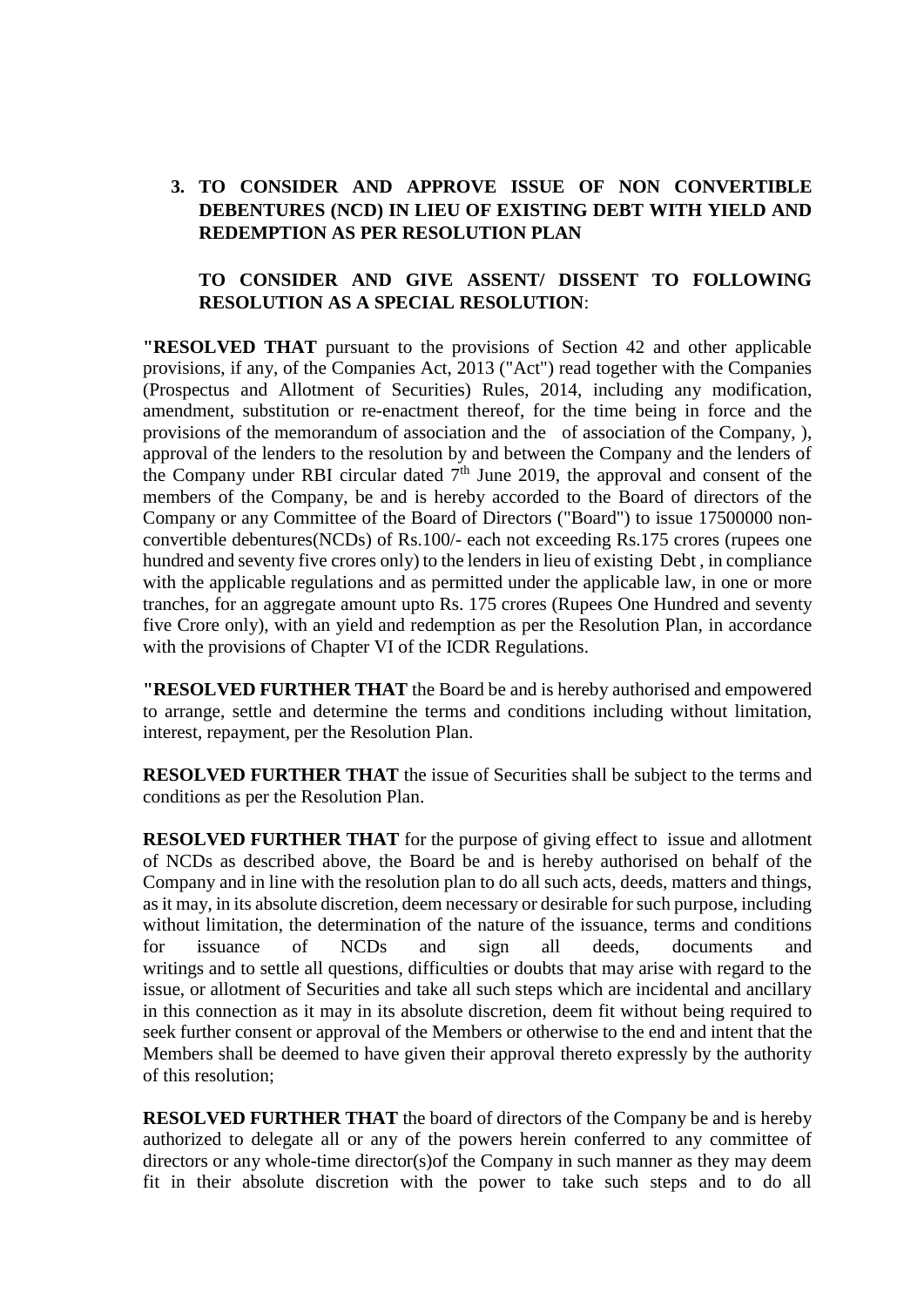**3. TO CONSIDER AND APPROVE ISSUE OF NON CONVERTIBLE DEBENTURES (NCD) IN LIEU OF EXISTING DEBT WITH YIELD AND REDEMPTION AS PER RESOLUTION PLAN**

**TO CONSIDER AND GIVE ASSENT/ DISSENT TO FOLLOWING RESOLUTION AS A SPECIAL RESOLUTION**:

**"RESOLVED THAT** pursuant to the provisions of Section 42 and other applicable provisions, if any, of the Companies Act, 2013 ("Act") read together with the Companies (Prospectus and Allotment of Securities) Rules, 2014, including any modification, amendment, substitution or re-enactment thereof, for the time being in force and the provisions of the memorandum of association and the  of association of the Company, ), approval of the lenders to the resolution by and between the Company and the lenders of the Company under RBI circular dated 7th June 2019, the approval and consent of the members of the Company, be and is hereby accorded to the Board of directors of the Company or any Committee of the Board of Directors ("Board") to issue 17500000 non-convertible debentures(NCDs) of Rs.100/- each not exceeding Rs.175 crores (rupees one hundred and seventy five crores only) to the lenders in lieu of existing Debt , in compliance with the applicable regulations and as permitted under the applicable law, in one or more tranches, for an aggregate amount upto Rs. 175 crores (Rupees One Hundred and seventy five Crore only), with an yield and redemption as per the Resolution Plan, in accordance with the provisions of Chapter VI of the ICDR Regulations.

**"RESOLVED FURTHER THAT** the Board be and is hereby authorised and empowered to arrange, settle and determine the terms and conditions including without limitation, interest, repayment, per the Resolution Plan.

**RESOLVED FURTHER THAT** the issue of Securities shall be subject to the terms and conditions as per the Resolution Plan.

**RESOLVED FURTHER THAT** for the purpose of giving effect to issue and allotment of NCDs as described above, the Board be and is hereby authorised on behalf of the Company and in line with the resolution plan to do all such acts, deeds, matters and things, as it may, in its absolute discretion, deem necessary or desirable for such purpose, including without limitation, the determination of the nature of the issuance, terms and conditions for issuance of NCDs and sign all deeds, documents and writings and to settle all questions, difficulties or doubts that may arise with regard to the issue, or allotment of Securities and take all such steps which are incidental and ancillary in this connection as it may in its absolute discretion, deem fit without being required to seek further consent or approval of the Members or otherwise to the end and intent that the Members shall be deemed to have given their approval thereto expressly by the authority of this resolution;

**RESOLVED FURTHER THAT** the board of directors of the Company be and is hereby authorized to delegate all or any of the powers herein conferred to any committee of directors or any whole-time director(s)of the Company in such manner as they may deem fit in their absolute discretion with the power to take such steps and to do all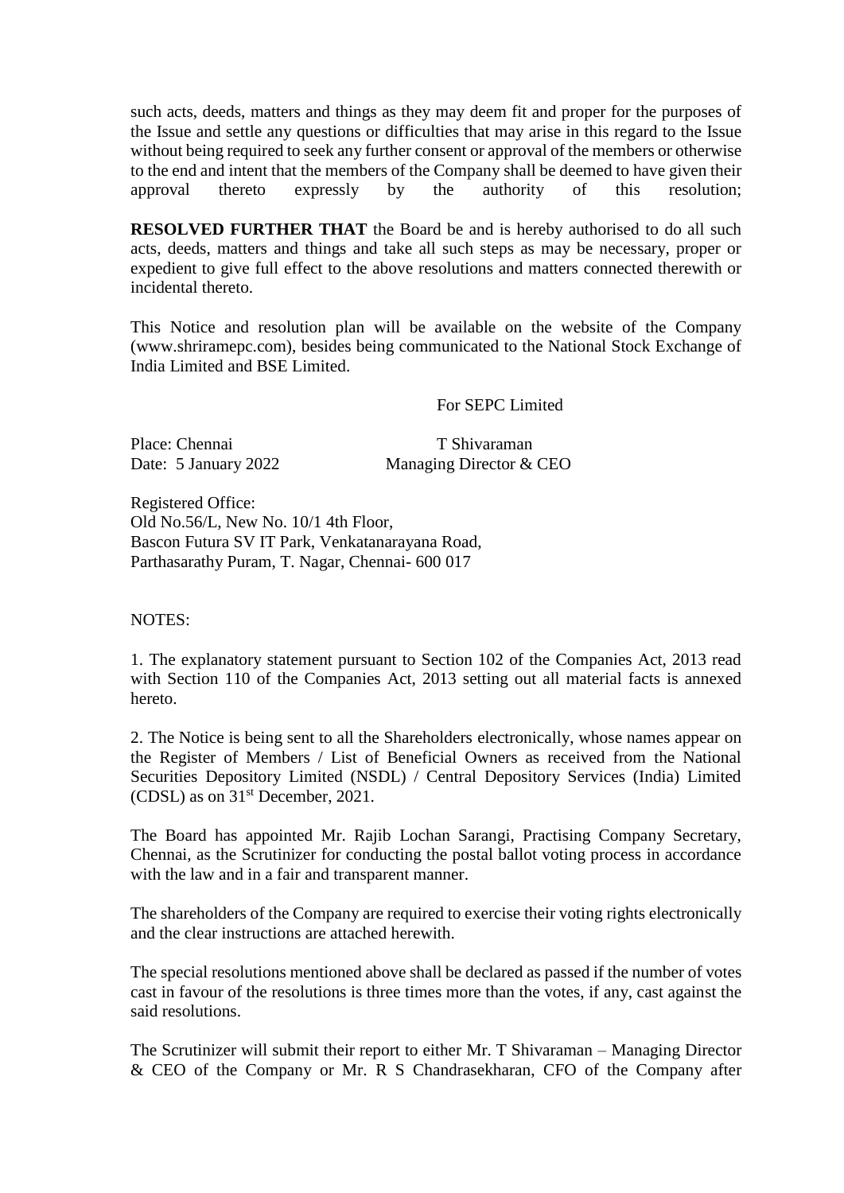such acts, deeds, matters and things as they may deem fit and proper for the purposes of the Issue and settle any questions or difficulties that may arise in this regard to the Issue without being required to seek any further consent or approval of the members or otherwise to the end and intent that the members of the Company shall be deemed to have given their approval thereto expressly by the authority of this resolution;

**RESOLVED FURTHER THAT** the Board be and is hereby authorised to do all such acts, deeds, matters and things and take all such steps as may be necessary, proper or expedient to give full effect to the above resolutions and matters connected therewith or incidental thereto.

This Notice and resolution plan will be available on the website of the Company (www.shriramepc.com), besides being communicated to the National Stock Exchange of India Limited and BSE Limited.

For SEPC Limited

Place: Chennai
Date: 5 January 2022

T Shivaraman
Managing Director & CEO

Registered Office:
Old No.56/L, New No. 10/1 4th Floor,
Bascon Futura SV IT Park, Venkatanarayana Road,
Parthasarathy Puram, T. Nagar, Chennai- 600 017

NOTES:

1. The explanatory statement pursuant to Section 102 of the Companies Act, 2013 read with Section 110 of the Companies Act, 2013 setting out all material facts is annexed hereto.

2. The Notice is being sent to all the Shareholders electronically, whose names appear on the Register of Members / List of Beneficial Owners as received from the National Securities Depository Limited (NSDL) / Central Depository Services (India) Limited (CDSL) as on 31st December, 2021.

The Board has appointed Mr. Rajib Lochan Sarangi, Practising Company Secretary, Chennai, as the Scrutinizer for conducting the postal ballot voting process in accordance with the law and in a fair and transparent manner.

The shareholders of the Company are required to exercise their voting rights electronically and the clear instructions are attached herewith.

The special resolutions mentioned above shall be declared as passed if the number of votes cast in favour of the resolutions is three times more than the votes, if any, cast against the said resolutions.

The Scrutinizer will submit their report to either Mr. T Shivaraman – Managing Director & CEO of the Company or Mr. R S Chandrasekharan, CFO of the Company after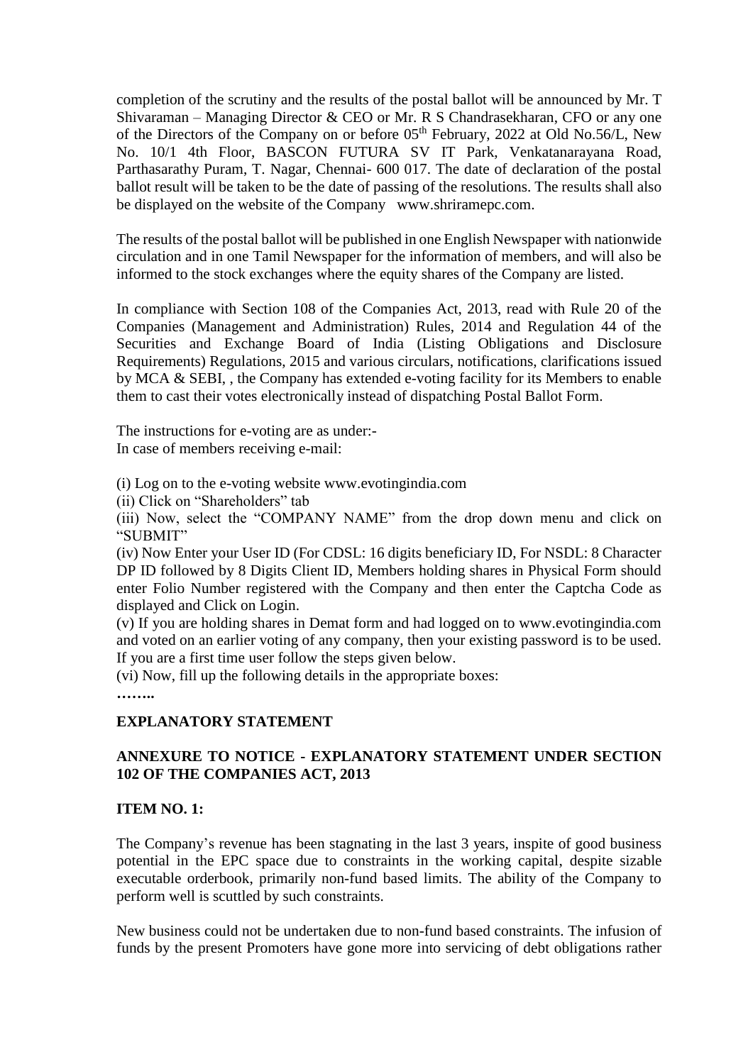completion of the scrutiny and the results of the postal ballot will be announced by Mr. T Shivaraman – Managing Director & CEO or Mr. R S Chandrasekharan, CFO or any one of the Directors of the Company on or before 05th February, 2022 at Old No.56/L, New No. 10/1 4th Floor, BASCON FUTURA SV IT Park, Venkatanarayana Road, Parthasarathy Puram, T. Nagar, Chennai- 600 017. The date of declaration of the postal ballot result will be taken to be the date of passing of the resolutions. The results shall also be displayed on the website of the Company www.shriramepc.com.

The results of the postal ballot will be published in one English Newspaper with nationwide circulation and in one Tamil Newspaper for the information of members, and will also be informed to the stock exchanges where the equity shares of the Company are listed.

In compliance with Section 108 of the Companies Act, 2013, read with Rule 20 of the Companies (Management and Administration) Rules, 2014 and Regulation 44 of the Securities and Exchange Board of India (Listing Obligations and Disclosure Requirements) Regulations, 2015 and various circulars, notifications, clarifications issued by MCA & SEBI, , the Company has extended e-voting facility for its Members to enable them to cast their votes electronically instead of dispatching Postal Ballot Form.

The instructions for e-voting are as under:-
In case of members receiving e-mail:

(i) Log on to the e-voting website www.evotingindia.com
(ii) Click on "Shareholders" tab
(iii) Now, select the "COMPANY NAME" from the drop down menu and click on "SUBMIT"
(iv) Now Enter your User ID (For CDSL: 16 digits beneficiary ID, For NSDL: 8 Character DP ID followed by 8 Digits Client ID, Members holding shares in Physical Form should enter Folio Number registered with the Company and then enter the Captcha Code as displayed and Click on Login.
(v) If you are holding shares in Demat form and had logged on to www.evotingindia.com and voted on an earlier voting of any company, then your existing password is to be used. If you are a first time user follow the steps given below.
(vi) Now, fill up the following details in the appropriate boxes:
**……..**

**EXPLANATORY STATEMENT**

**ANNEXURE TO NOTICE - EXPLANATORY STATEMENT UNDER SECTION 102 OF THE COMPANIES ACT, 2013**

**ITEM NO. 1:**

The Company's revenue has been stagnating in the last 3 years, inspite of good business potential in the EPC space due to constraints in the working capital, despite sizable executable orderbook, primarily non-fund based limits. The ability of the Company to perform well is scuttled by such constraints.

New business could not be undertaken due to non-fund based constraints. The infusion of funds by the present Promoters have gone more into servicing of debt obligations rather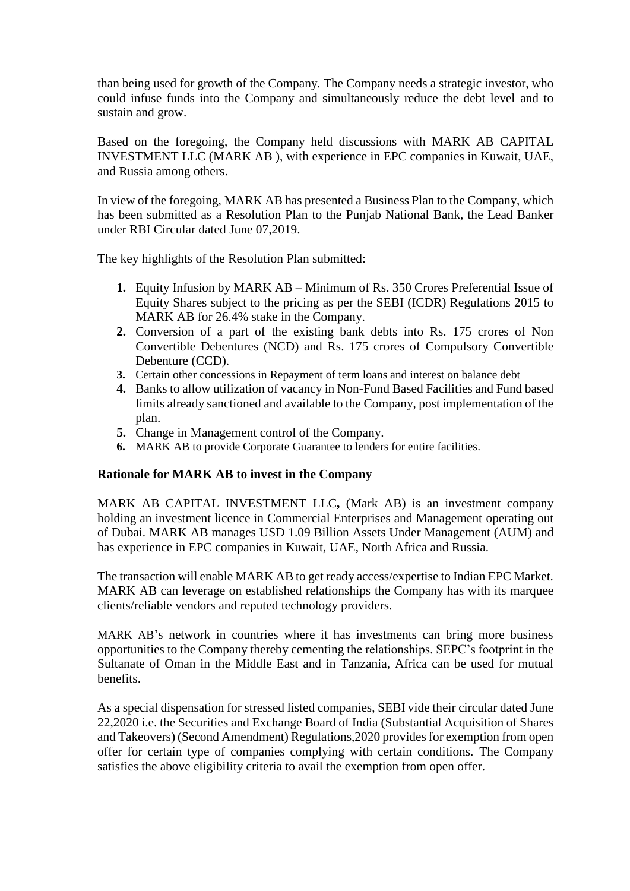than being used for growth of the Company. The Company needs a strategic investor, who could infuse funds into the Company and simultaneously reduce the debt level and to sustain and grow.

Based on the foregoing, the Company held discussions with MARK AB CAPITAL INVESTMENT LLC (MARK AB ), with experience in EPC companies in Kuwait, UAE, and Russia among others.

In view of the foregoing, MARK AB has presented a Business Plan to the Company, which has been submitted as a Resolution Plan to the Punjab National Bank, the Lead Banker under RBI Circular dated June 07,2019.

The key highlights of the Resolution Plan submitted:

1. Equity Infusion by MARK AB – Minimum of Rs. 350 Crores Preferential Issue of Equity Shares subject to the pricing as per the SEBI (ICDR) Regulations 2015 to MARK AB for 26.4% stake in the Company.
2. Conversion of a part of the existing bank debts into Rs. 175 crores of Non Convertible Debentures (NCD) and Rs. 175 crores of Compulsory Convertible Debenture (CCD).
3. Certain other concessions in Repayment of term loans and interest on balance debt
4. Banks to allow utilization of vacancy in Non-Fund Based Facilities and Fund based limits already sanctioned and available to the Company, post implementation of the plan.
5. Change in Management control of the Company.
6. MARK AB to provide Corporate Guarantee to lenders for entire facilities.

**Rationale for MARK AB to invest in the Company**

MARK AB CAPITAL INVESTMENT LLC**,** (Mark AB) is an investment company holding an investment licence in Commercial Enterprises and Management operating out of Dubai. MARK AB manages USD 1.09 Billion Assets Under Management (AUM) and has experience in EPC companies in Kuwait, UAE, North Africa and Russia.

The transaction will enable MARK AB to get ready access/expertise to Indian EPC Market. MARK AB can leverage on established relationships the Company has with its marquee clients/reliable vendors and reputed technology providers.

MARK AB's network in countries where it has investments can bring more business opportunities to the Company thereby cementing the relationships. SEPC's footprint in the Sultanate of Oman in the Middle East and in Tanzania, Africa can be used for mutual benefits.

As a special dispensation for stressed listed companies, SEBI vide their circular dated June 22,2020 i.e. the Securities and Exchange Board of India (Substantial Acquisition of Shares and Takeovers) (Second Amendment) Regulations,2020 provides for exemption from open offer for certain type of companies complying with certain conditions. The Company satisfies the above eligibility criteria to avail the exemption from open offer.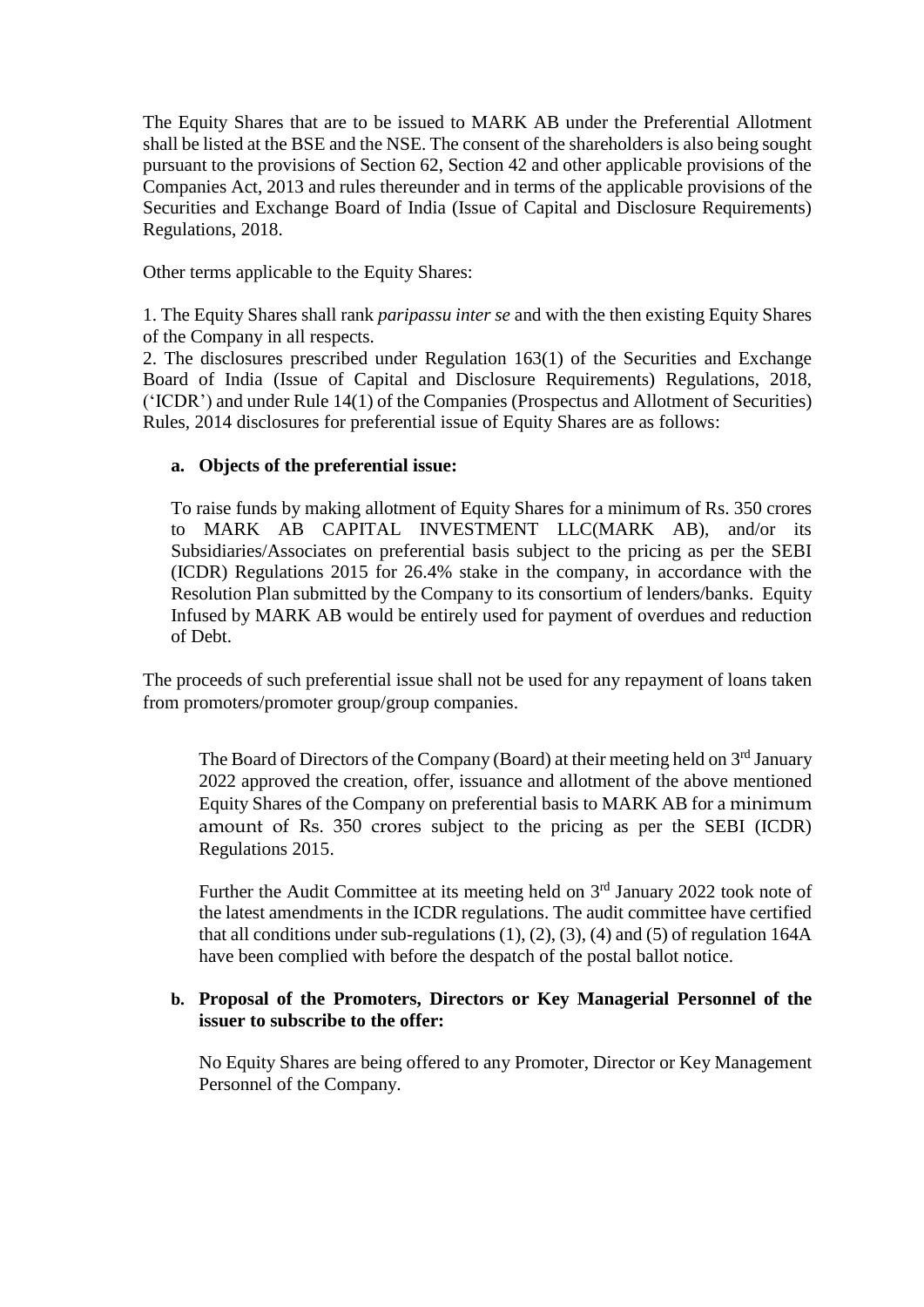The Equity Shares that are to be issued to MARK AB under the Preferential Allotment shall be listed at the BSE and the NSE. The consent of the shareholders is also being sought pursuant to the provisions of Section 62, Section 42 and other applicable provisions of the Companies Act, 2013 and rules thereunder and in terms of the applicable provisions of the Securities and Exchange Board of India (Issue of Capital and Disclosure Requirements) Regulations, 2018.

Other terms applicable to the Equity Shares:

1. The Equity Shares shall rank *paripassu inter se* and with the then existing Equity Shares of the Company in all respects.
2. The disclosures prescribed under Regulation 163(1) of the Securities and Exchange Board of India (Issue of Capital and Disclosure Requirements) Regulations, 2018, ('ICDR') and under Rule 14(1) of the Companies (Prospectus and Allotment of Securities) Rules, 2014 disclosures for preferential issue of Equity Shares are as follows:

**a. Objects of the preferential issue:**

To raise funds by making allotment of Equity Shares for a minimum of Rs. 350 crores to MARK AB CAPITAL INVESTMENT LLC(MARK AB), and/or its Subsidiaries/Associates on preferential basis subject to the pricing as per the SEBI (ICDR) Regulations 2015 for 26.4% stake in the company, in accordance with the Resolution Plan submitted by the Company to its consortium of lenders/banks. Equity Infused by MARK AB would be entirely used for payment of overdues and reduction of Debt.

The proceeds of such preferential issue shall not be used for any repayment of loans taken from promoters/promoter group/group companies.

The Board of Directors of the Company (Board) at their meeting held on 3rd January 2022 approved the creation, offer, issuance and allotment of the above mentioned Equity Shares of the Company on preferential basis to MARK AB for a minimum amount of Rs. 350 crores subject to the pricing as per the SEBI (ICDR) Regulations 2015.

Further the Audit Committee at its meeting held on 3rd January 2022 took note of the latest amendments in the ICDR regulations. The audit committee have certified that all conditions under sub-regulations (1), (2), (3), (4) and (5) of regulation 164A have been complied with before the despatch of the postal ballot notice.

**b. Proposal of the Promoters, Directors or Key Managerial Personnel of the issuer to subscribe to the offer:**

No Equity Shares are being offered to any Promoter, Director or Key Management Personnel of the Company.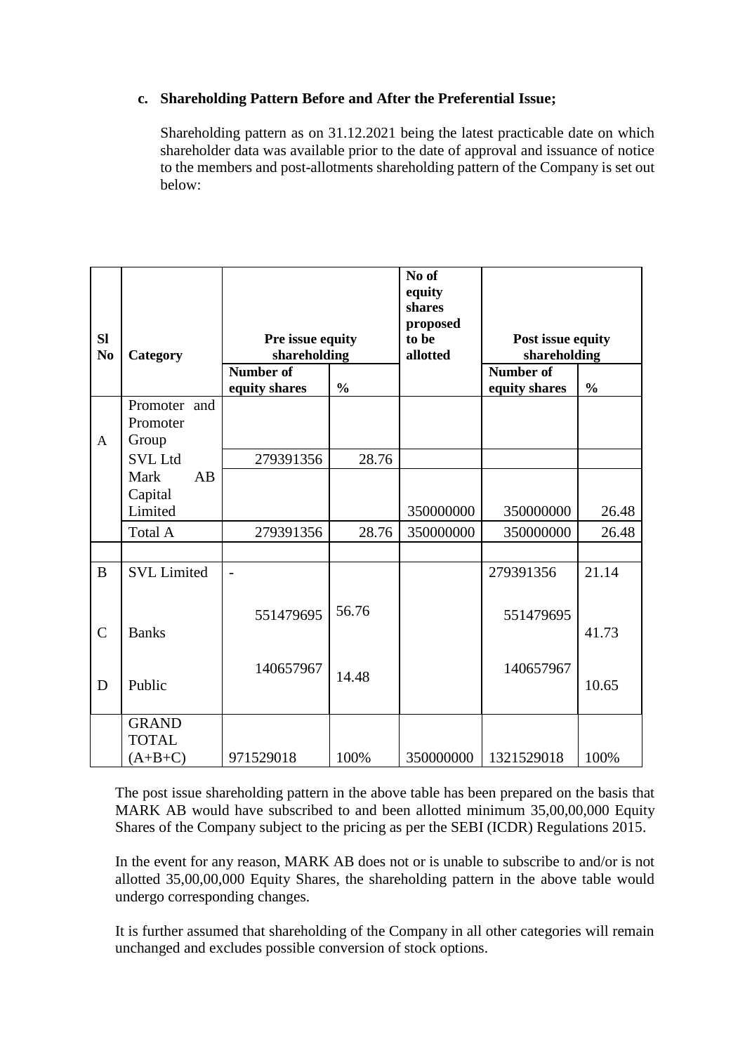**c. Shareholding Pattern Before and After the Preferential Issue;**

Shareholding pattern as on 31.12.2021 being the latest practicable date on which shareholder data was available prior to the date of approval and issuance of notice to the members and post-allotments shareholding pattern of the Company is set out below:

| Sl No | Category | Pre issue equity shareholding | | No of equity shares proposed to be allotted | Post issue equity shareholding | |
|---|---|---|---|---|---|---|
| | | Number of equity shares | % | | Number of equity shares | % |
| A | Promoter and Promoter Group | | | | | |
| | SVL Ltd | 279391356 | 28.76 | | | |
| | Mark AB Capital Limited | | | 350000000 | 350000000 | 26.48 |
| | Total A | 279391356 | 28.76 | 350000000 | 350000000 | 26.48 |
| | | | | | | |
| B | SVL Limited | - | | | 279391356 | 21.14 |
| C | Banks | 551479695 | 56.76 | | 551479695 | 41.73 |
| D | Public | 140657967 | 14.48 | | 140657967 | 10.65 |
| | GRAND TOTAL (A+B+C) | 971529018 | 100% | 350000000 | 1321529018 | 100% |

The post issue shareholding pattern in the above table has been prepared on the basis that MARK AB would have subscribed to and been allotted minimum 35,00,00,000 Equity Shares of the Company subject to the pricing as per the SEBI (ICDR) Regulations 2015.

In the event for any reason, MARK AB does not or is unable to subscribe to and/or is not allotted 35,00,00,000 Equity Shares, the shareholding pattern in the above table would undergo corresponding changes.

It is further assumed that shareholding of the Company in all other categories will remain unchanged and excludes possible conversion of stock options.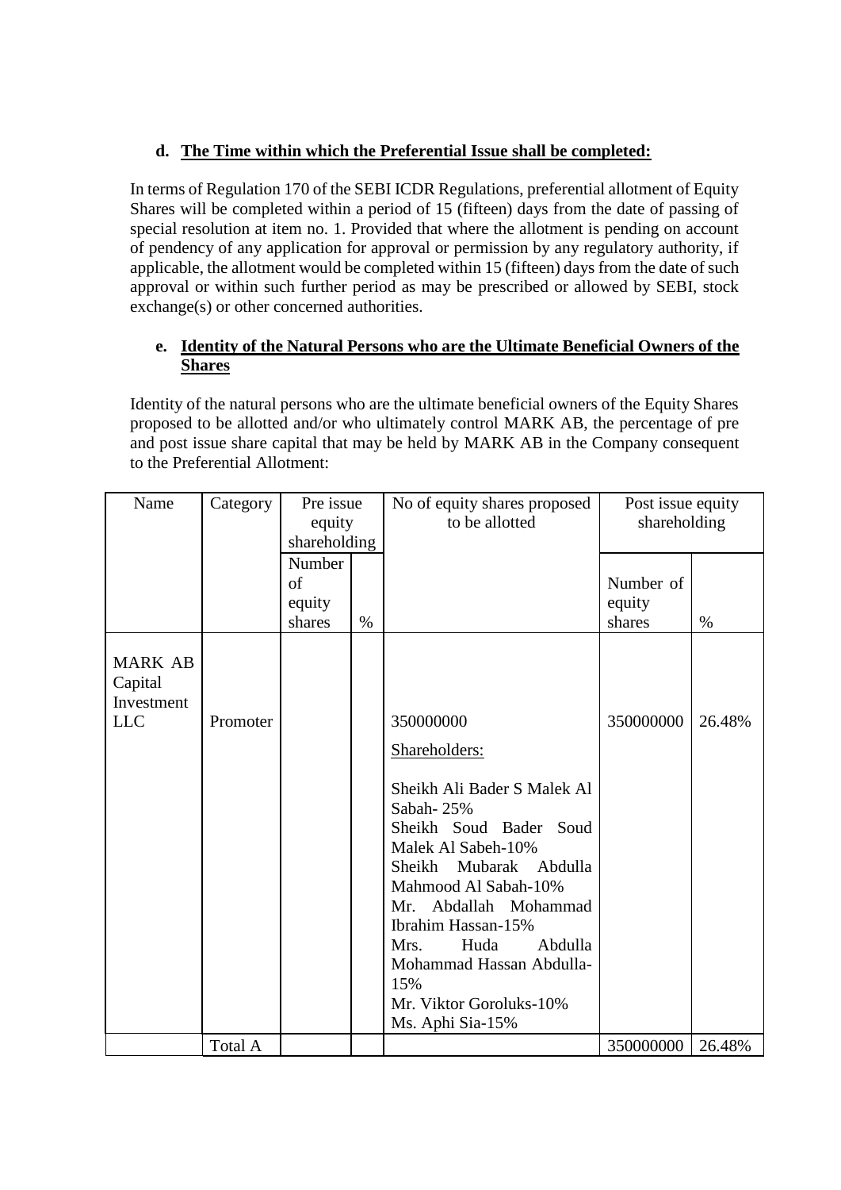**d. The Time within which the Preferential Issue shall be completed:**

In terms of Regulation 170 of the SEBI ICDR Regulations, preferential allotment of Equity Shares will be completed within a period of 15 (fifteen) days from the date of passing of special resolution at item no. 1. Provided that where the allotment is pending on account of pendency of any application for approval or permission by any regulatory authority, if applicable, the allotment would be completed within 15 (fifteen) days from the date of such approval or within such further period as may be prescribed or allowed by SEBI, stock exchange(s) or other concerned authorities.

**e. Identity of the Natural Persons who are the Ultimate Beneficial Owners of the Shares**

Identity of the natural persons who are the ultimate beneficial owners of the Equity Shares proposed to be allotted and/or who ultimately control MARK AB, the percentage of pre and post issue share capital that may be held by MARK AB in the Company consequent to the Preferential Allotment:

| Name | Category | Pre issue equity shareholding | | No of equity shares proposed to be allotted | Post issue equity shareholding | |
|---|---|---|---|---|---|---|
| | | Number of equity shares | % | | Number of equity shares | % |
| MARK AB Capital Investment LLC | Promoter | | | 350000000<br><br>Shareholders:<br><br>Sheikh Ali Bader S Malek Al Sabah- 25%<br>Sheikh Soud Bader Soud Malek Al Sabeh-10%<br>Sheikh Mubarak Abdulla Mahmood Al Sabah-10%<br>Mr. Abdallah Mohammad Ibrahim Hassan-15%<br>Mrs. Huda Abdulla Mohammad Hassan Abdulla-15%<br>Mr. Viktor Goroluks-10%<br>Ms. Aphi Sia-15% | 350000000 | 26.48% |
| | Total A | | | | 350000000 | 26.48% |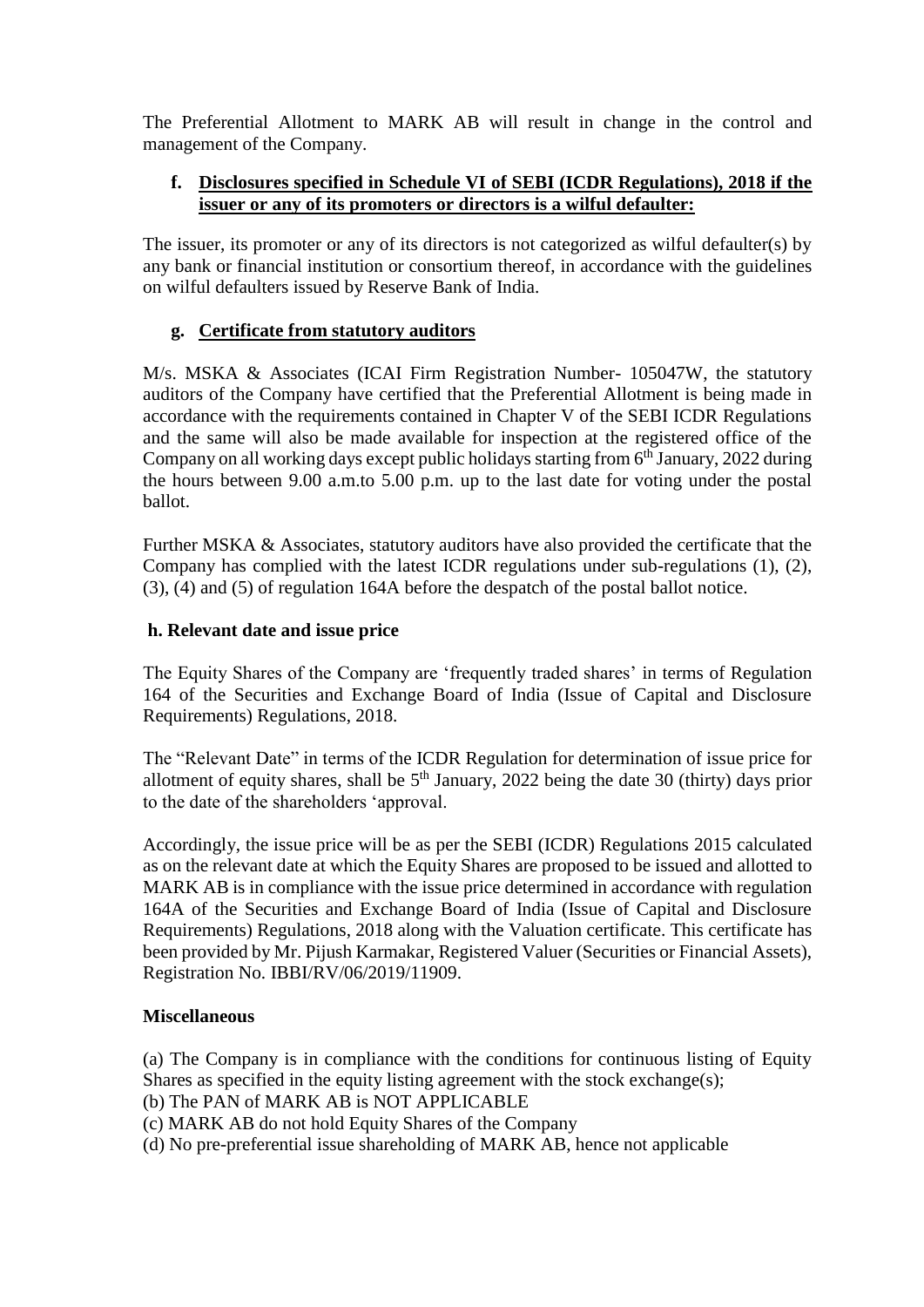The Preferential Allotment to MARK AB will result in change in the control and management of the Company.

**f. <u>Disclosures specified in Schedule VI of SEBI (ICDR Regulations), 2018 if the issuer or any of its promoters or directors is a wilful defaulter:</u>**

The issuer, its promoter or any of its directors is not categorized as wilful defaulter(s) by any bank or financial institution or consortium thereof, in accordance with the guidelines on wilful defaulters issued by Reserve Bank of India.

**g. <u>Certificate from statutory auditors</u>**

M/s. MSKA & Associates (ICAI Firm Registration Number- 105047W, the statutory auditors of the Company have certified that the Preferential Allotment is being made in accordance with the requirements contained in Chapter V of the SEBI ICDR Regulations and the same will also be made available for inspection at the registered office of the Company on all working days except public holidays starting from 6th January, 2022 during the hours between 9.00 a.m.to 5.00 p.m. up to the last date for voting under the postal ballot.

Further MSKA & Associates, statutory auditors have also provided the certificate that the Company has complied with the latest ICDR regulations under sub-regulations (1), (2), (3), (4) and (5) of regulation 164A before the despatch of the postal ballot notice.

**h. Relevant date and issue price**

The Equity Shares of the Company are 'frequently traded shares' in terms of Regulation 164 of the Securities and Exchange Board of India (Issue of Capital and Disclosure Requirements) Regulations, 2018.

The "Relevant Date" in terms of the ICDR Regulation for determination of issue price for allotment of equity shares, shall be 5th January, 2022 being the date 30 (thirty) days prior to the date of the shareholders 'approval.

Accordingly, the issue price will be as per the SEBI (ICDR) Regulations 2015 calculated as on the relevant date at which the Equity Shares are proposed to be issued and allotted to MARK AB is in compliance with the issue price determined in accordance with regulation 164A of the Securities and Exchange Board of India (Issue of Capital and Disclosure Requirements) Regulations, 2018 along with the Valuation certificate. This certificate has been provided by Mr. Pijush Karmakar, Registered Valuer (Securities or Financial Assets), Registration No. IBBI/RV/06/2019/11909.

**Miscellaneous**

(a) The Company is in compliance with the conditions for continuous listing of Equity Shares as specified in the equity listing agreement with the stock exchange(s);
(b) The PAN of MARK AB is NOT APPLICABLE
(c) MARK AB do not hold Equity Shares of the Company
(d) No pre-preferential issue shareholding of MARK AB, hence not applicable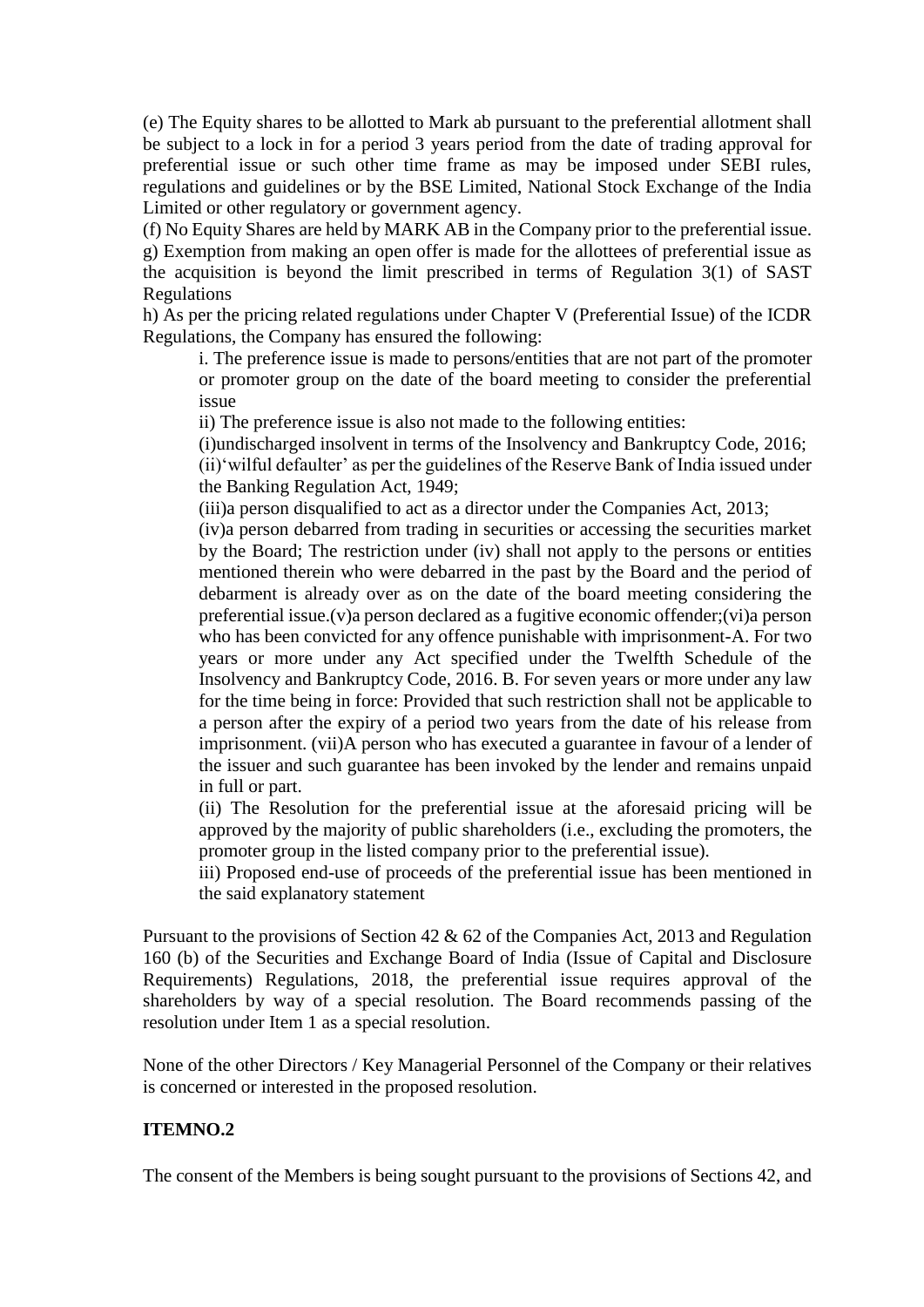(e) The Equity shares to be allotted to Mark ab pursuant to the preferential allotment shall be subject to a lock in for a period 3 years period from the date of trading approval for preferential issue or such other time frame as may be imposed under SEBI rules, regulations and guidelines or by the BSE Limited, National Stock Exchange of the India Limited or other regulatory or government agency.

(f) No Equity Shares are held by MARK AB in the Company prior to the preferential issue.

g) Exemption from making an open offer is made for the allottees of preferential issue as the acquisition is beyond the limit prescribed in terms of Regulation 3(1) of SAST Regulations

h) As per the pricing related regulations under Chapter V (Preferential Issue) of the ICDR Regulations, the Company has ensured the following:

> i. The preference issue is made to persons/entities that are not part of the promoter or promoter group on the date of the board meeting to consider the preferential issue
>
> ii) The preference issue is also not made to the following entities:
>
> (i)undischarged insolvent in terms of the Insolvency and Bankruptcy Code, 2016;
>
> (ii)'wilful defaulter' as per the guidelines of the Reserve Bank of India issued under the Banking Regulation Act, 1949;
>
> (iii)a person disqualified to act as a director under the Companies Act, 2013;
>
> (iv)a person debarred from trading in securities or accessing the securities market by the Board; The restriction under (iv) shall not apply to the persons or entities mentioned therein who were debarred in the past by the Board and the period of debarment is already over as on the date of the board meeting considering the preferential issue.(v)a person declared as a fugitive economic offender;(vi)a person who has been convicted for any offence punishable with imprisonment-A. For two years or more under any Act specified under the Twelfth Schedule of the Insolvency and Bankruptcy Code, 2016. B. For seven years or more under any law for the time being in force: Provided that such restriction shall not be applicable to a person after the expiry of a period two years from the date of his release from imprisonment. (vii)A person who has executed a guarantee in favour of a lender of the issuer and such guarantee has been invoked by the lender and remains unpaid in full or part.
>
> (ii) The Resolution for the preferential issue at the aforesaid pricing will be approved by the majority of public shareholders (i.e., excluding the promoters, the promoter group in the listed company prior to the preferential issue).
>
> iii) Proposed end-use of proceeds of the preferential issue has been mentioned in the said explanatory statement

Pursuant to the provisions of Section 42 & 62 of the Companies Act, 2013 and Regulation 160 (b) of the Securities and Exchange Board of India (Issue of Capital and Disclosure Requirements) Regulations, 2018, the preferential issue requires approval of the shareholders by way of a special resolution. The Board recommends passing of the resolution under Item 1 as a special resolution.

None of the other Directors / Key Managerial Personnel of the Company or their relatives is concerned or interested in the proposed resolution.

**ITEMNO.2**

The consent of the Members is being sought pursuant to the provisions of Sections 42, and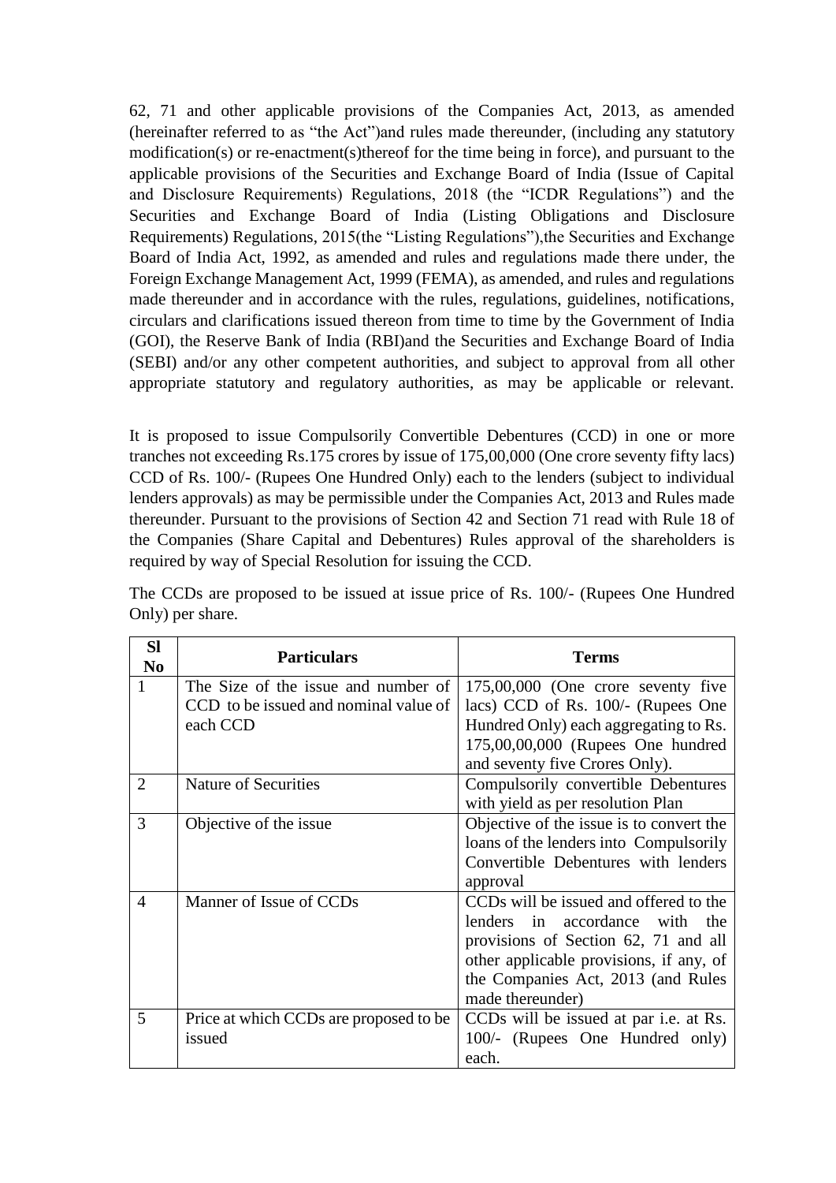62, 71 and other applicable provisions of the Companies Act, 2013, as amended (hereinafter referred to as "the Act")and rules made thereunder, (including any statutory modification(s) or re-enactment(s)thereof for the time being in force), and pursuant to the applicable provisions of the Securities and Exchange Board of India (Issue of Capital and Disclosure Requirements) Regulations, 2018 (the "ICDR Regulations") and the Securities and Exchange Board of India (Listing Obligations and Disclosure Requirements) Regulations, 2015(the "Listing Regulations"),the Securities and Exchange Board of India Act, 1992, as amended and rules and regulations made there under, the Foreign Exchange Management Act, 1999 (FEMA), as amended, and rules and regulations made thereunder and in accordance with the rules, regulations, guidelines, notifications, circulars and clarifications issued thereon from time to time by the Government of India (GOI), the Reserve Bank of India (RBI)and the Securities and Exchange Board of India (SEBI) and/or any other competent authorities, and subject to approval from all other appropriate statutory and regulatory authorities, as may be applicable or relevant.

It is proposed to issue Compulsorily Convertible Debentures (CCD) in one or more tranches not exceeding Rs.175 crores by issue of 175,00,000 (One crore seventy fifty lacs) CCD of Rs. 100/- (Rupees One Hundred Only) each to the lenders (subject to individual lenders approvals) as may be permissible under the Companies Act, 2013 and Rules made thereunder. Pursuant to the provisions of Section 42 and Section 71 read with Rule 18 of the Companies (Share Capital and Debentures) Rules approval of the shareholders is required by way of Special Resolution for issuing the CCD.

The CCDs are proposed to be issued at issue price of Rs. 100/- (Rupees One Hundred Only) per share.

| Sl No | Particulars | Terms |
|---|---|---|
| 1 | The Size of the issue and number of CCD to be issued and nominal value of each CCD | 175,00,000 (One crore seventy five lacs) CCD of Rs. 100/- (Rupees One Hundred Only) each aggregating to Rs. 175,00,00,000 (Rupees One hundred and seventy five Crores Only). |
| 2 | Nature of Securities | Compulsorily convertible Debentures with yield as per resolution Plan |
| 3 | Objective of the issue | Objective of the issue is to convert the loans of the lenders into Compulsorily Convertible Debentures with lenders approval |
| 4 | Manner of Issue of CCDs | CCDs will be issued and offered to the lenders in accordance with the provisions of Section 62, 71 and all other applicable provisions, if any, of the Companies Act, 2013 (and Rules made thereunder) |
| 5 | Price at which CCDs are proposed to be issued | CCDs will be issued at par i.e. at Rs. 100/- (Rupees One Hundred only) each. |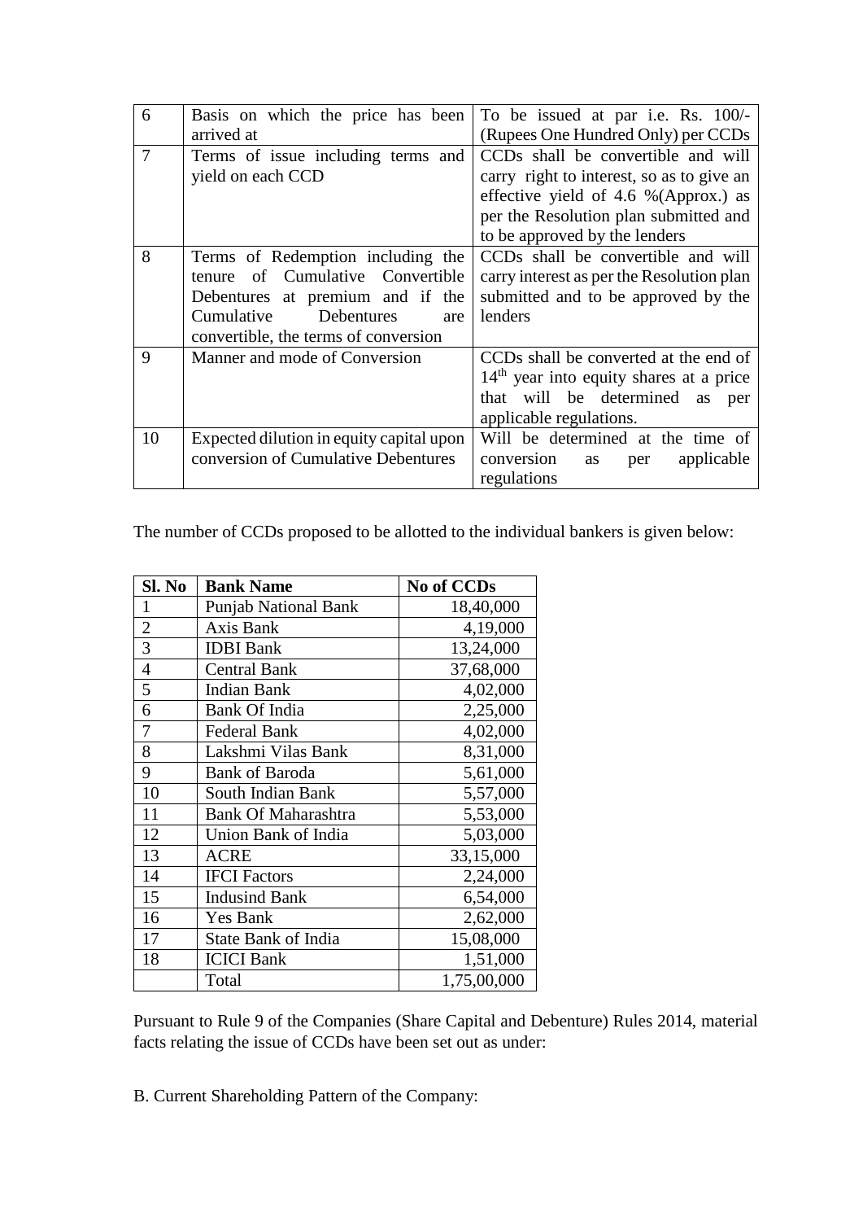| 6 | Basis on which the price has been arrived at | To be issued at par i.e. Rs. 100/- (Rupees One Hundred Only) per CCDs |
|---|---|---|
| 7 | Terms of issue including terms and yield on each CCD | CCDs shall be convertible and will carry right to interest, so as to give an effective yield of 4.6 %(Approx.) as per the Resolution plan submitted and to be approved by the lenders |
| 8 | Terms of Redemption including the tenure of Cumulative Convertible Debentures at premium and if the Cumulative Debentures are convertible, the terms of conversion | CCDs shall be convertible and will carry interest as per the Resolution plan submitted and to be approved by the lenders |
| 9 | Manner and mode of Conversion | CCDs shall be converted at the end of 14th year into equity shares at a price that will be determined as per applicable regulations. |
| 10 | Expected dilution in equity capital upon conversion of Cumulative Debentures | Will be determined at the time of conversion as per applicable regulations |

The number of CCDs proposed to be allotted to the individual bankers is given below:

| Sl. No | Bank Name | No of CCDs |
|---|---|---|
| 1 | Punjab National Bank | 18,40,000 |
| 2 | Axis Bank | 4,19,000 |
| 3 | IDBI Bank | 13,24,000 |
| 4 | Central Bank | 37,68,000 |
| 5 | Indian Bank | 4,02,000 |
| 6 | Bank Of India | 2,25,000 |
| 7 | Federal Bank | 4,02,000 |
| 8 | Lakshmi Vilas Bank | 8,31,000 |
| 9 | Bank of Baroda | 5,61,000 |
| 10 | South Indian Bank | 5,57,000 |
| 11 | Bank Of Maharashtra | 5,53,000 |
| 12 | Union Bank of India | 5,03,000 |
| 13 | ACRE | 33,15,000 |
| 14 | IFCI Factors | 2,24,000 |
| 15 | Indusind Bank | 6,54,000 |
| 16 | Yes Bank | 2,62,000 |
| 17 | State Bank of India | 15,08,000 |
| 18 | ICICI Bank | 1,51,000 |
| | Total | 1,75,00,000 |

Pursuant to Rule 9 of the Companies (Share Capital and Debenture) Rules 2014, material facts relating the issue of CCDs have been set out as under:

B. Current Shareholding Pattern of the Company: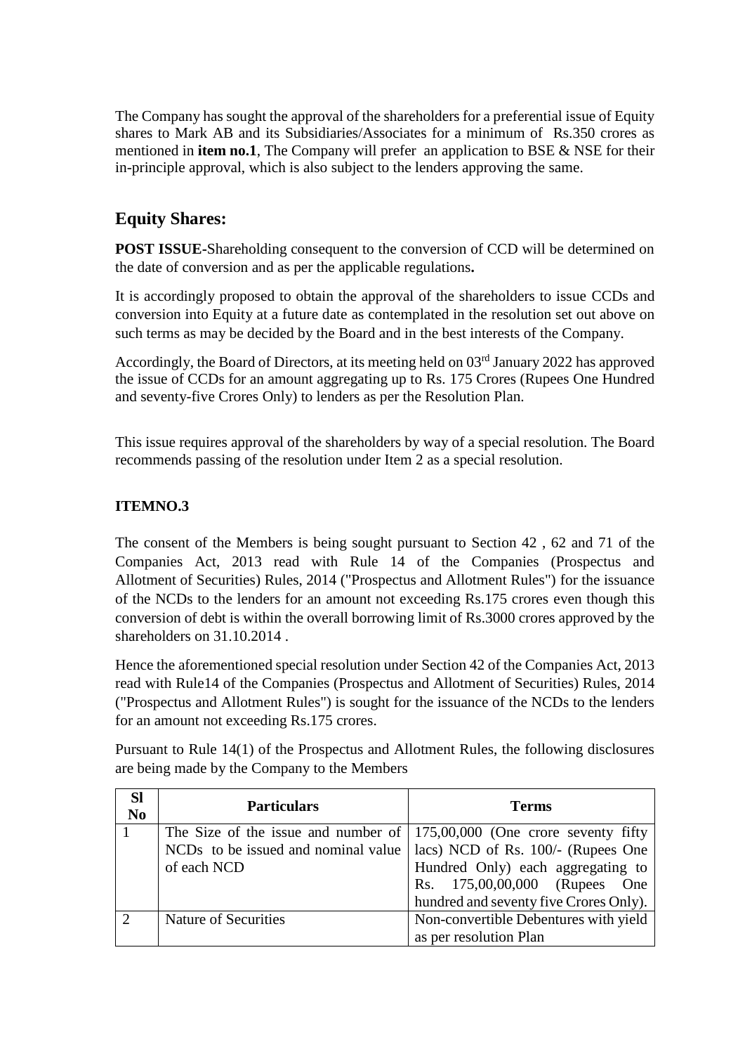The Company has sought the approval of the shareholders for a preferential issue of Equity shares to Mark AB and its Subsidiaries/Associates for a minimum of Rs.350 crores as mentioned in **item no.1**, The Company will prefer an application to BSE & NSE for their in-principle approval, which is also subject to the lenders approving the same.

## Equity Shares:

**POST ISSUE**-Shareholding consequent to the conversion of CCD will be determined on the date of conversion and as per the applicable regulations**.**

It is accordingly proposed to obtain the approval of the shareholders to issue CCDs and conversion into Equity at a future date as contemplated in the resolution set out above on such terms as may be decided by the Board and in the best interests of the Company.

Accordingly, the Board of Directors, at its meeting held on 03rd January 2022 has approved the issue of CCDs for an amount aggregating up to Rs. 175 Crores (Rupees One Hundred and seventy-five Crores Only) to lenders as per the Resolution Plan.

This issue requires approval of the shareholders by way of a special resolution. The Board recommends passing of the resolution under Item 2 as a special resolution.

**ITEMNO.3**

The consent of the Members is being sought pursuant to Section 42 , 62 and 71 of the Companies Act, 2013 read with Rule 14 of the Companies (Prospectus and Allotment of Securities) Rules, 2014 ("Prospectus and Allotment Rules") for the issuance of the NCDs to the lenders for an amount not exceeding Rs.175 crores even though this conversion of debt is within the overall borrowing limit of Rs.3000 crores approved by the shareholders on 31.10.2014 .

Hence the aforementioned special resolution under Section 42 of the Companies Act, 2013 read with Rule14 of the Companies (Prospectus and Allotment of Securities) Rules, 2014 ("Prospectus and Allotment Rules") is sought for the issuance of the NCDs to the lenders for an amount not exceeding Rs.175 crores.

Pursuant to Rule 14(1) of the Prospectus and Allotment Rules, the following disclosures are being made by the Company to the Members

| Sl No | Particulars | Terms |
|---|---|---|
| 1 | The Size of the issue and number of NCDs to be issued and nominal value of each NCD | 175,00,000 (One crore seventy fifty lacs) NCD of Rs. 100/- (Rupees One Hundred Only) each aggregating to Rs. 175,00,00,000 (Rupees One hundred and seventy five Crores Only). |
| 2 | Nature of Securities | Non-convertible Debentures with yield as per resolution Plan |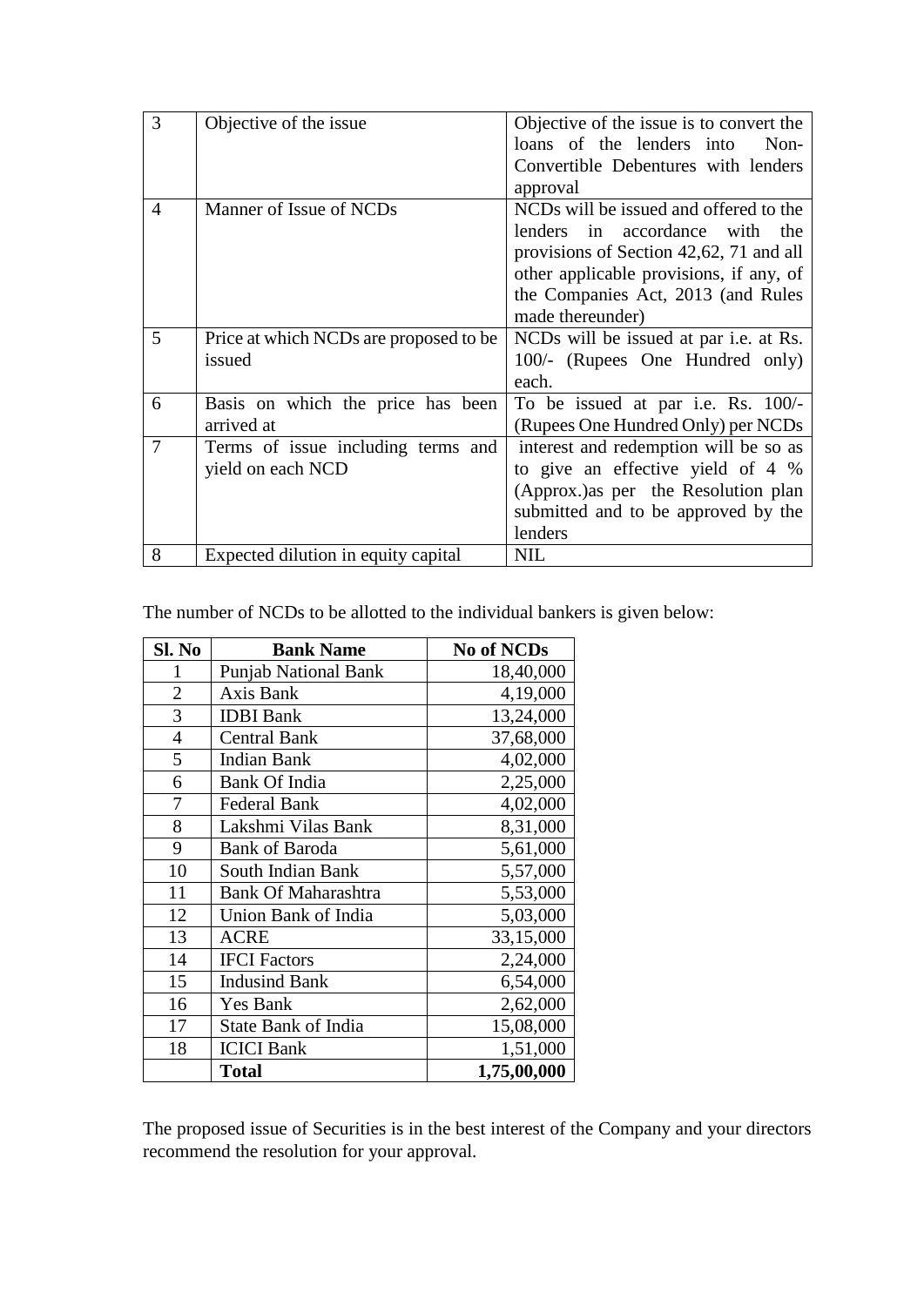| 3 | Objective of the issue | Objective of the issue is to convert the loans of the lenders into Non-Convertible Debentures with lenders approval |
|---|---|---|
| 4 | Manner of Issue of NCDs | NCDs will be issued and offered to the lenders in accordance with the provisions of Section 42,62, 71 and all other applicable provisions, if any, of the Companies Act, 2013 (and Rules made thereunder) |
| 5 | Price at which NCDs are proposed to be issued | NCDs will be issued at par i.e. at Rs. 100/- (Rupees One Hundred only) each. |
| 6 | Basis on which the price has been arrived at | To be issued at par i.e. Rs. 100/- (Rupees One Hundred Only) per NCDs |
| 7 | Terms of issue including terms and yield on each NCD | interest and redemption will be so as to give an effective yield of 4 % (Approx.)as per the Resolution plan submitted and to be approved by the lenders |
| 8 | Expected dilution in equity capital | NIL |

The number of NCDs to be allotted to the individual bankers is given below:

| Sl. No | Bank Name | No of NCDs |
|---|---|---|
| 1 | Punjab National Bank | 18,40,000 |
| 2 | Axis Bank | 4,19,000 |
| 3 | IDBI Bank | 13,24,000 |
| 4 | Central Bank | 37,68,000 |
| 5 | Indian Bank | 4,02,000 |
| 6 | Bank Of India | 2,25,000 |
| 7 | Federal Bank | 4,02,000 |
| 8 | Lakshmi Vilas Bank | 8,31,000 |
| 9 | Bank of Baroda | 5,61,000 |
| 10 | South Indian Bank | 5,57,000 |
| 11 | Bank Of Maharashtra | 5,53,000 |
| 12 | Union Bank of India | 5,03,000 |
| 13 | ACRE | 33,15,000 |
| 14 | IFCI Factors | 2,24,000 |
| 15 | Indusind Bank | 6,54,000 |
| 16 | Yes Bank | 2,62,000 |
| 17 | State Bank of India | 15,08,000 |
| 18 | ICICI Bank | 1,51,000 |
| | **Total** | **1,75,00,000** |

The proposed issue of Securities is in the best interest of the Company and your directors recommend the resolution for your approval.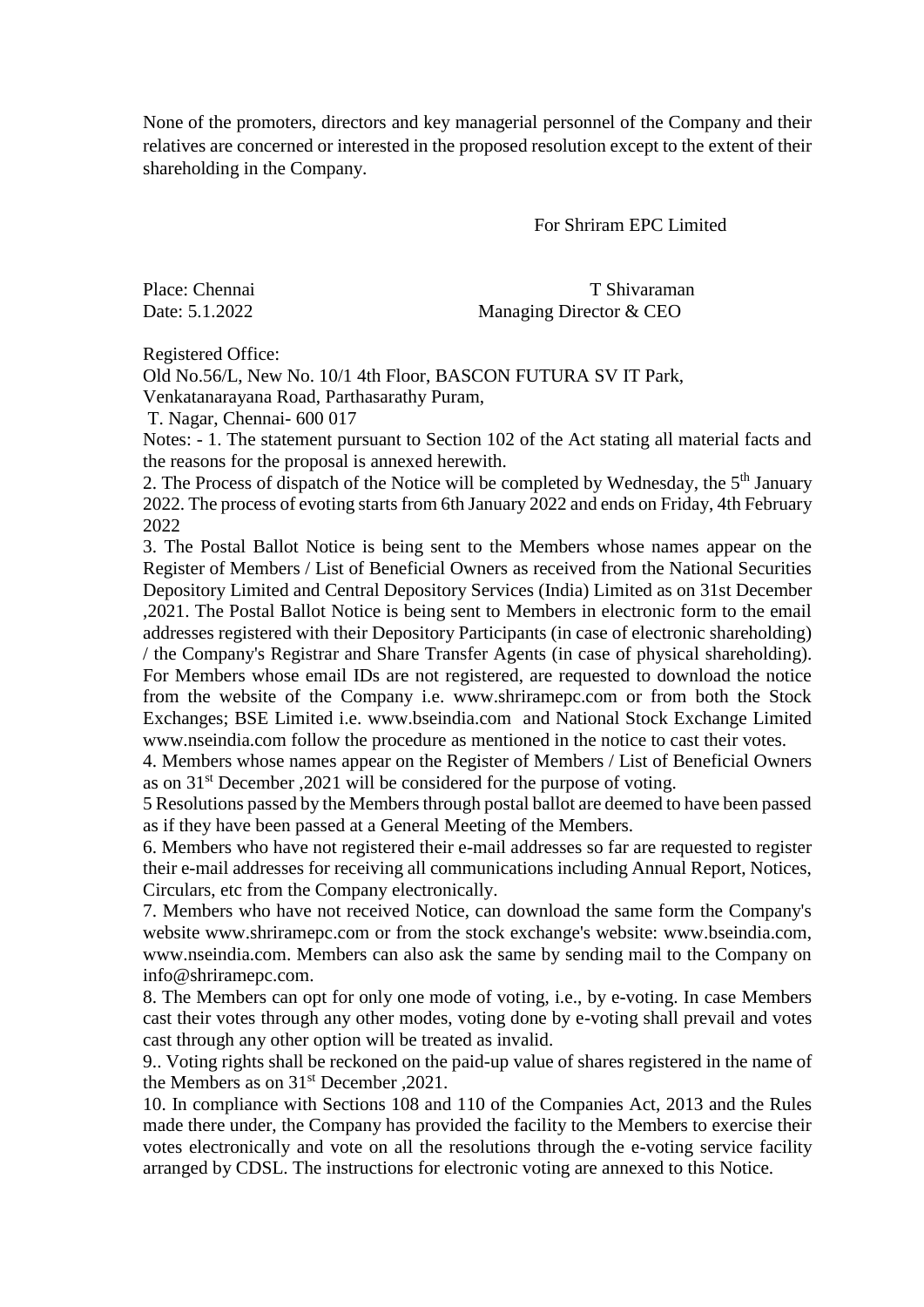None of the promoters, directors and key managerial personnel of the Company and their relatives are concerned or interested in the proposed resolution except to the extent of their shareholding in the Company.

For Shriram EPC Limited

Place: Chennai T Shivaraman
Date: 5.1.2022 Managing Director & CEO

Registered Office:
Old No.56/L, New No. 10/1 4th Floor, BASCON FUTURA SV IT Park,
Venkatanarayana Road, Parthasarathy Puram,
T. Nagar, Chennai- 600 017

Notes: - 1. The statement pursuant to Section 102 of the Act stating all material facts and the reasons for the proposal is annexed herewith.

2. The Process of dispatch of the Notice will be completed by Wednesday, the 5th January 2022. The process of evoting starts from 6th January 2022 and ends on Friday, 4th February 2022

3. The Postal Ballot Notice is being sent to the Members whose names appear on the Register of Members / List of Beneficial Owners as received from the National Securities Depository Limited and Central Depository Services (India) Limited as on 31st December ,2021. The Postal Ballot Notice is being sent to Members in electronic form to the email addresses registered with their Depository Participants (in case of electronic shareholding) / the Company's Registrar and Share Transfer Agents (in case of physical shareholding). For Members whose email IDs are not registered, are requested to download the notice from the website of the Company i.e. www.shriramepc.com or from both the Stock Exchanges; BSE Limited i.e. www.bseindia.com and National Stock Exchange Limited www.nseindia.com follow the procedure as mentioned in the notice to cast their votes.

4. Members whose names appear on the Register of Members / List of Beneficial Owners as on 31st December ,2021 will be considered for the purpose of voting.

5 Resolutions passed by the Members through postal ballot are deemed to have been passed as if they have been passed at a General Meeting of the Members.

6. Members who have not registered their e-mail addresses so far are requested to register their e-mail addresses for receiving all communications including Annual Report, Notices, Circulars, etc from the Company electronically.

7. Members who have not received Notice, can download the same form the Company's website www.shriramepc.com or from the stock exchange's website: www.bseindia.com, www.nseindia.com. Members can also ask the same by sending mail to the Company on info@shriramepc.com.

8. The Members can opt for only one mode of voting, i.e., by e-voting. In case Members cast their votes through any other modes, voting done by e-voting shall prevail and votes cast through any other option will be treated as invalid.

9.. Voting rights shall be reckoned on the paid-up value of shares registered in the name of the Members as on 31st December ,2021.

10. In compliance with Sections 108 and 110 of the Companies Act, 2013 and the Rules made there under, the Company has provided the facility to the Members to exercise their votes electronically and vote on all the resolutions through the e-voting service facility arranged by CDSL. The instructions for electronic voting are annexed to this Notice.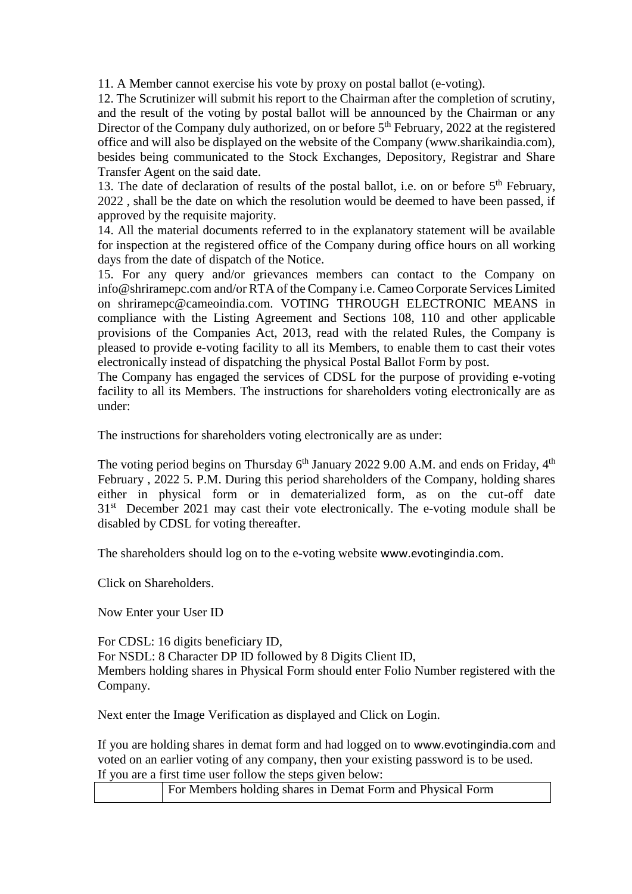11. A Member cannot exercise his vote by proxy on postal ballot (e-voting).

12. The Scrutinizer will submit his report to the Chairman after the completion of scrutiny, and the result of the voting by postal ballot will be announced by the Chairman or any Director of the Company duly authorized, on or before 5th February, 2022 at the registered office and will also be displayed on the website of the Company (www.sharikaindia.com), besides being communicated to the Stock Exchanges, Depository, Registrar and Share Transfer Agent on the said date.

13. The date of declaration of results of the postal ballot, i.e. on or before 5th February, 2022 , shall be the date on which the resolution would be deemed to have been passed, if approved by the requisite majority.

14. All the material documents referred to in the explanatory statement will be available for inspection at the registered office of the Company during office hours on all working days from the date of dispatch of the Notice.

15. For any query and/or grievances members can contact to the Company on info@shriramepc.com and/or RTA of the Company i.e. Cameo Corporate Services Limited on shriramepc@cameoindia.com. VOTING THROUGH ELECTRONIC MEANS in compliance with the Listing Agreement and Sections 108, 110 and other applicable provisions of the Companies Act, 2013, read with the related Rules, the Company is pleased to provide e-voting facility to all its Members, to enable them to cast their votes electronically instead of dispatching the physical Postal Ballot Form by post.

The Company has engaged the services of CDSL for the purpose of providing e-voting facility to all its Members. The instructions for shareholders voting electronically are as under:

The instructions for shareholders voting electronically are as under:

The voting period begins on Thursday 6th January 2022 9.00 A.M. and ends on Friday, 4th February , 2022 5. P.M. During this period shareholders of the Company, holding shares either in physical form or in dematerialized form, as on the cut-off date 31st December 2021 may cast their vote electronically. The e-voting module shall be disabled by CDSL for voting thereafter.

The shareholders should log on to the e-voting website www.evotingindia.com.

Click on Shareholders.

Now Enter your User ID

For CDSL: 16 digits beneficiary ID,

For NSDL: 8 Character DP ID followed by 8 Digits Client ID,

Members holding shares in Physical Form should enter Folio Number registered with the Company.

Next enter the Image Verification as displayed and Click on Login.

If you are holding shares in demat form and had logged on to www.evotingindia.com and voted on an earlier voting of any company, then your existing password is to be used.

If you are a first time user follow the steps given below:

| | For Members holding shares in Demat Form and Physical Form |
|---|---|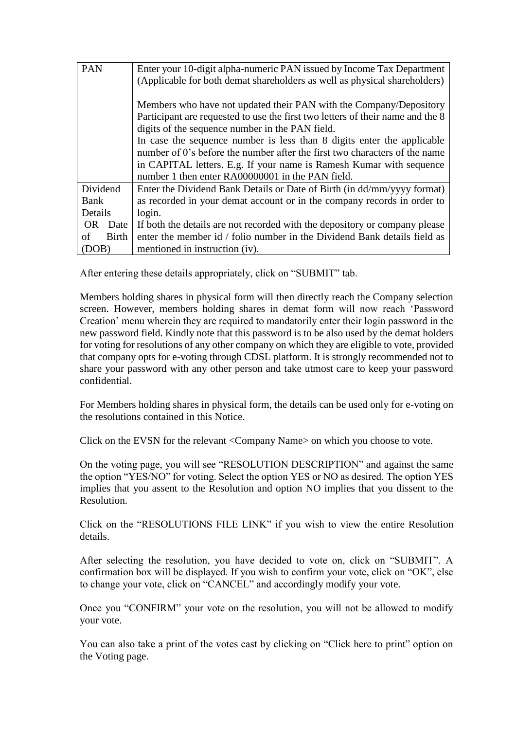| PAN | Enter your 10-digit alpha-numeric PAN issued by Income Tax Department (Applicable for both demat shareholders as well as physical shareholders)<br><br>Members who have not updated their PAN with the Company/Depository Participant are requested to use the first two letters of their name and the 8 digits of the sequence number in the PAN field.<br>In case the sequence number is less than 8 digits enter the applicable number of 0's before the number after the first two characters of the name in CAPITAL letters. E.g. If your name is Ramesh Kumar with sequence number 1 then enter RA00000001 in the PAN field. |
|---|---|
| Dividend Bank Details OR Date of Birth (DOB) | Enter the Dividend Bank Details or Date of Birth (in dd/mm/yyyy format) as recorded in your demat account or in the company records in order to login.<br>If both the details are not recorded with the depository or company please enter the member id / folio number in the Dividend Bank details field as mentioned in instruction (iv). |

After entering these details appropriately, click on "SUBMIT" tab.

Members holding shares in physical form will then directly reach the Company selection screen. However, members holding shares in demat form will now reach 'Password Creation' menu wherein they are required to mandatorily enter their login password in the new password field. Kindly note that this password is to be also used by the demat holders for voting for resolutions of any other company on which they are eligible to vote, provided that company opts for e-voting through CDSL platform. It is strongly recommended not to share your password with any other person and take utmost care to keep your password confidential.

For Members holding shares in physical form, the details can be used only for e-voting on the resolutions contained in this Notice.

Click on the EVSN for the relevant <Company Name> on which you choose to vote.

On the voting page, you will see "RESOLUTION DESCRIPTION" and against the same the option "YES/NO" for voting. Select the option YES or NO as desired. The option YES implies that you assent to the Resolution and option NO implies that you dissent to the Resolution.

Click on the "RESOLUTIONS FILE LINK" if you wish to view the entire Resolution details.

After selecting the resolution, you have decided to vote on, click on "SUBMIT". A confirmation box will be displayed. If you wish to confirm your vote, click on "OK", else to change your vote, click on "CANCEL" and accordingly modify your vote.

Once you "CONFIRM" your vote on the resolution, you will not be allowed to modify your vote.

You can also take a print of the votes cast by clicking on "Click here to print" option on the Voting page.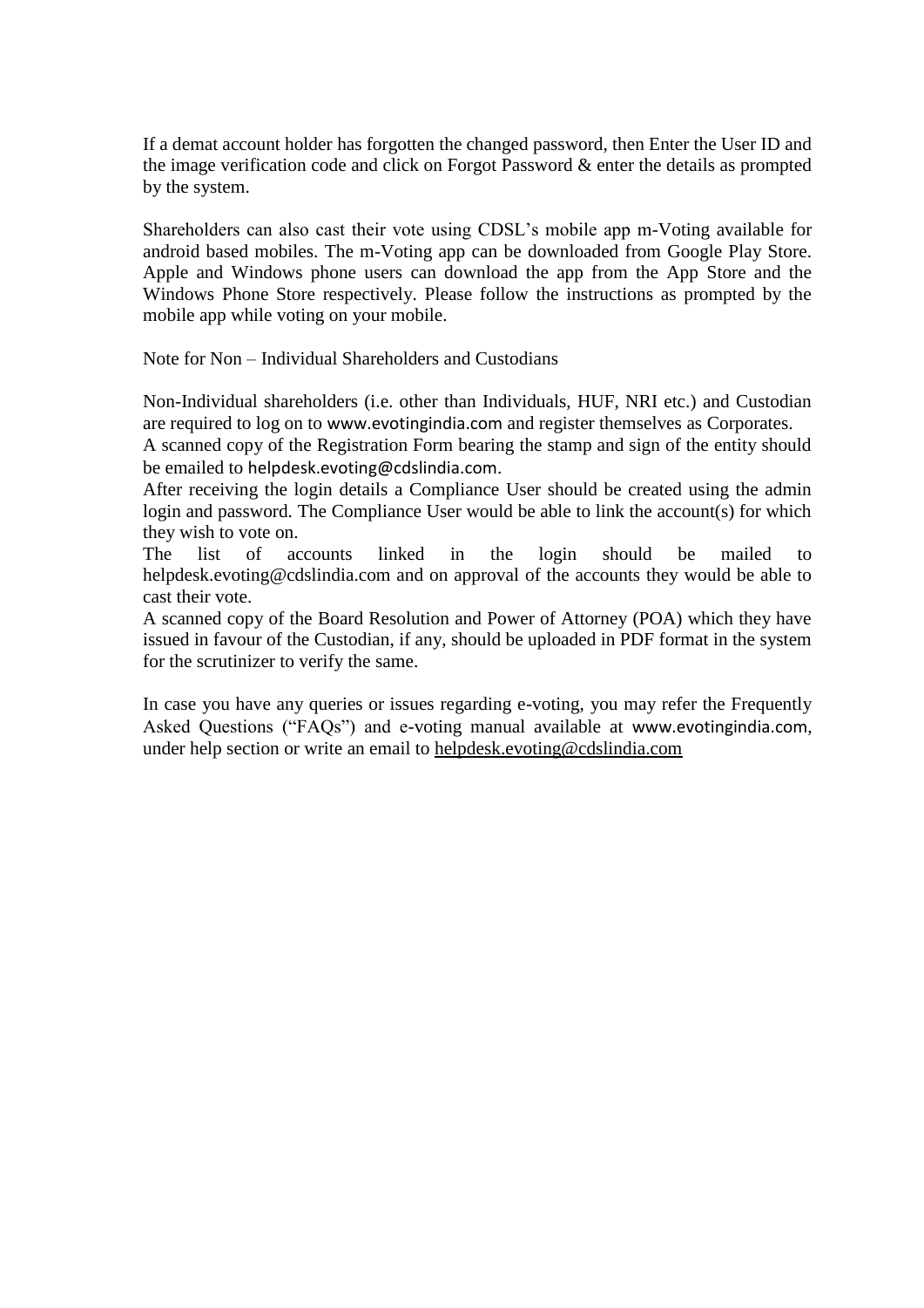If a demat account holder has forgotten the changed password, then Enter the User ID and the image verification code and click on Forgot Password & enter the details as prompted by the system.

Shareholders can also cast their vote using CDSL's mobile app m-Voting available for android based mobiles. The m-Voting app can be downloaded from Google Play Store. Apple and Windows phone users can download the app from the App Store and the Windows Phone Store respectively. Please follow the instructions as prompted by the mobile app while voting on your mobile.

Note for Non – Individual Shareholders and Custodians

Non-Individual shareholders (i.e. other than Individuals, HUF, NRI etc.) and Custodian are required to log on to www.evotingindia.com and register themselves as Corporates.
A scanned copy of the Registration Form bearing the stamp and sign of the entity should be emailed to helpdesk.evoting@cdslindia.com.
After receiving the login details a Compliance User should be created using the admin login and password. The Compliance User would be able to link the account(s) for which they wish to vote on.
The list of accounts linked in the login should be mailed to helpdesk.evoting@cdslindia.com and on approval of the accounts they would be able to cast their vote.
A scanned copy of the Board Resolution and Power of Attorney (POA) which they have issued in favour of the Custodian, if any, should be uploaded in PDF format in the system for the scrutinizer to verify the same.

In case you have any queries or issues regarding e-voting, you may refer the Frequently Asked Questions ("FAQs") and e-voting manual available at www.evotingindia.com, under help section or write an email to helpdesk.evoting@cdslindia.com